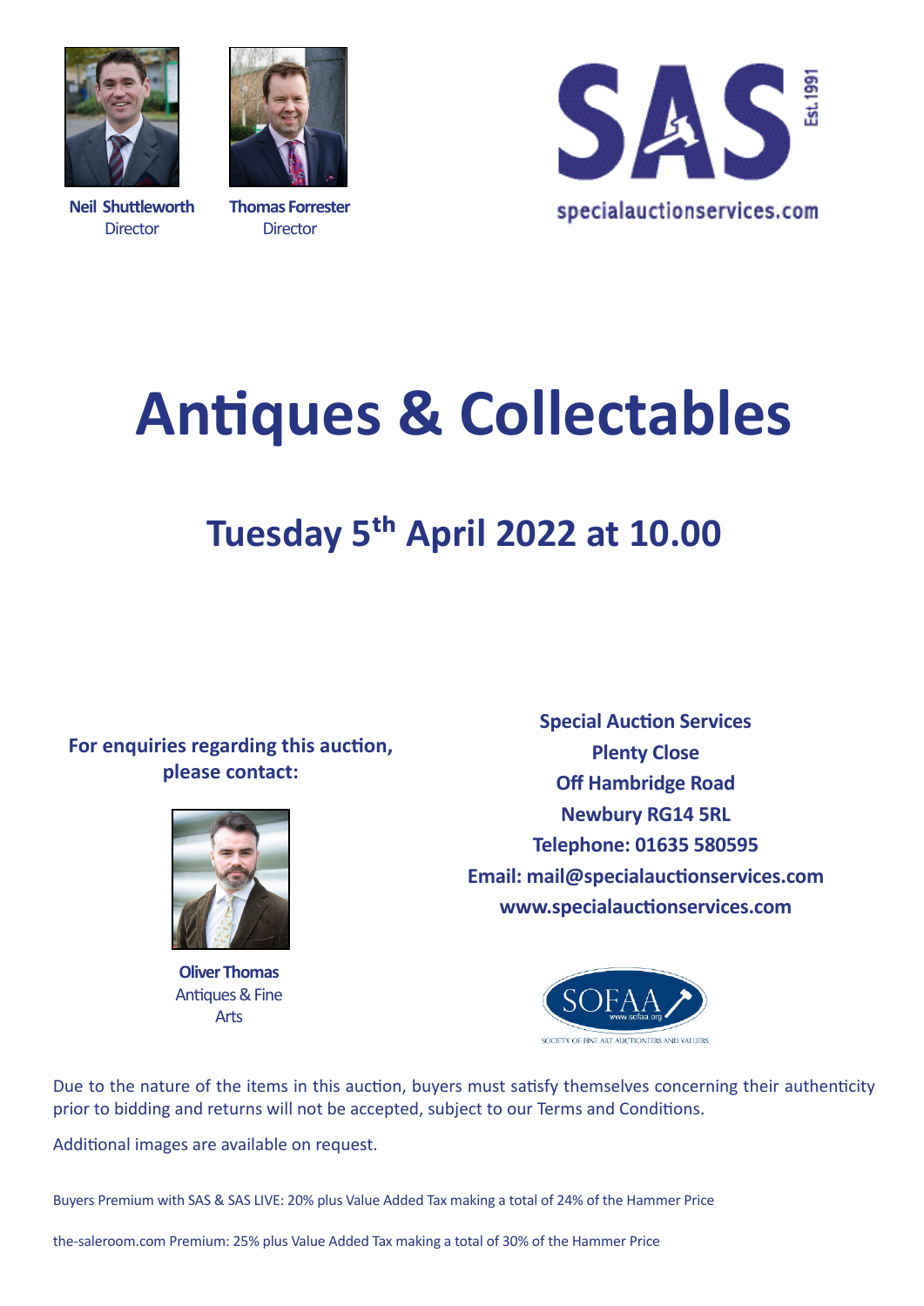**Neil Shuttleworth**
Director

**Thomas Forrester**
Director

SAS Est. 1991

specialauctionservices.com

# Antiques & Collectables

## Tuesday 5th April 2022 at 10.00

**For enquiries regarding this auction, please contact:**

**Oliver Thomas**
Antiques & Fine Arts

**Special Auction Services**
**Plenty Close**
**Off Hambridge Road**
**Newbury RG14 5RL**
**Telephone: 01635 580595**
**Email: mail@specialauctionservices.com**
**www.specialauctionservices.com**

SOFAA www.sofaa.org
SOCIETY OF FINE ART AUCTIONEERS AND VALUERS

Due to the nature of the items in this auction, buyers must satisfy themselves concerning their authenticity prior to bidding and returns will not be accepted, subject to our Terms and Conditions.

Additional images are available on request.

Buyers Premium with SAS & SAS LIVE: 20% plus Value Added Tax making a total of 24% of the Hammer Price

the-saleroom.com Premium: 25% plus Value Added Tax making a total of 30% of the Hammer Price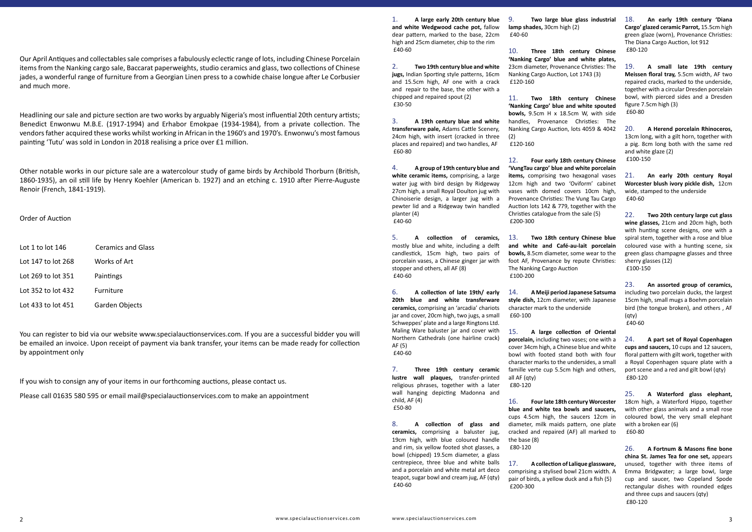Our April Antiques and collectables sale comprises a fabulously eclectic range of lots, including Chinese Porcelain items from the Nanking cargo sale, Baccarat paperweights, studio ceramics and glass, two collections of Chinese jades, a wonderful range of furniture from a Georgian Linen press to a cowhide chaise longue after Le Corbusier and much more.

Headlining our sale and picture section are two works by arguably Nigeria's most influential 20th century artists; Benedict Enwonwu M.B.E. (1917-1994) and Erhabor Emokpae (1934-1984), from a private collection. The vendors father acquired these works whilst working in African in the 1960's and 1970's. Enwonwu's most famous painting 'Tutu' was sold in London in 2018 realising a price over £1 million.

Other notable works in our picture sale are a watercolour study of game birds by Archibold Thorburn (British, 1860-1935), an oil still life by Henry Koehler (American b. 1927) and an etching c. 1910 after Pierre-Auguste Renoir (French, 1841-1919).

Order of Auction

| | |
|---|---|
| Lot 1 to lot 146 | Ceramics and Glass |
| Lot 147 to lot 268 | Works of Art |
| Lot 269 to lot 351 | Paintings |
| Lot 352 to lot 432 | Furniture |
| Lot 433 to lot 451 | Garden Objects |

You can register to bid via our website www.specialauctionservices.com. If you are a successful bidder you will be emailed an invoice. Upon receipt of payment via bank transfer, your items can be made ready for collection by appointment only

If you wish to consign any of your items in our forthcoming auctions, please contact us.

Please call 01635 580 595 or email mail@specialauctionservices.com to make an appointment

1. **A large early 20th century blue and white Wedgwood cache pot,** fallow dear pattern, marked to the base, 22cm high and 25cm diameter, chip to the rim
£40-60

2. **Two 19th century blue and white jugs,** Indian Sporting style patterns, 16cm and 15.5cm high, AF one with a crack and repair to the base, the other with a chipped and repaired spout (2)
£30-50

3. **A 19th century blue and white transferware pale,** Adams Cattle Scenery, 24cm high, with insert (cracked in three places and repaired) and two handles, AF
£60-80

4. **A group of 19th century blue and white ceramic items,** comprising, a large water jug with bird design by Ridgeway 27cm high, a small Royal Doulton jug with Chinoiserie design, a larger jug with a pewter lid and a Ridgeway twin handled planter (4)
£40-60

5. **A collection of ceramics,** mostly blue and white, including a delft candlestick, 15cm high, two pairs of porcelain vases, a Chinese ginger jar with stopper and others, all AF (8)
£40-60

6. **A collection of late 19th/ early 20th blue and white transferware ceramics,** comprising an 'arcadia' chariots jar and cover, 20cm high, two jugs, a small Schweppes' plate and a large Ringtons Ltd. Maling Ware baluster jar and cover with Northern Cathedrals (one hairline crack) AF (5)
£40-60

7. **Three 19th century ceramic lustre wall plaques,** transfer-printed religious phrases, together with a later wall hanging depicting Madonna and child, AF (4)
£50-80

8. **A collection of glass and ceramics,** comprising a baluster jug, 19cm high, with blue coloured handle and rim, six yellow footed shot glasses, a bowl (chipped) 19.5cm diameter, a glass centrepiece, three blue and white balls and a porcelain and white metal art deco teapot, sugar bowl and cream jug, AF (qty)
£40-60

9. **Two large blue glass industrial lamp shades,** 30cm high (2)
£40-60

10. **Three 18th century Chinese 'Nanking Cargo' blue and white plates,** 23cm diameter, Provenance Christies: The Nanking Cargo Auction, Lot 1743 (3)
£120-160

11. **Two 18th century Chinese 'Nanking Cargo' blue and white spouted bowls,** 9.5cm H x 18.5cm W, with side handles, Provenance Christies: The Nanking Cargo Auction, lots 4059 & 4042 (2)
£120-160

12. **Four early 18th century Chinese 'VungTau cargo' blue and white porcelain items,** comprising two hexagonal vases 12cm high and two 'Oviform' cabinet vases with domed covers 10cm high, Provenance Christies: The Vung Tau Cargo Auction lots 142 & 779, together with the Christies catalogue from the sale (5)
£200-300

13. **Two 18th century Chinese blue and white and Café-au-lait porcelain bowls,** 8.5cm diameter, some wear to the foot AF, Provenance by repute Christies: The Nanking Cargo Auction
£100-200

14. **A Meiji period Japanese Satsuma style dish,** 12cm diameter, with Japanese character mark to the underside
£60-100

15. **A large collection of Oriental porcelain,** including two vases; one with a cover 34cm high, a Chinese blue and white bowl with footed stand both with four character marks to the undersides, a small famille verte cup 5.5cm high and others, all AF (qty)
£80-120

16. **Four late 18th century Worcester blue and white tea bowls and saucers,** cups 4.5cm high, the saucers 12cm in diameter, milk maids pattern, one plate cracked and repaired (AF) all marked to the base (8)
£80-120

17. **A collection of Lalique glassware,** comprising a stylised bowl 21cm width. A pair of birds, a yellow duck and a fish (5)
£200-300

18. **An early 19th century 'Diana Cargo' glazed ceramic Parrot,** 15.5cm high green glaze (worn), Provenance Christies: The Diana Cargo Auction, lot 912
£80-120

19. **A small late 19th century Meissen floral tray,** 5.5cm width, AF two repaired cracks, marked to the underside, together with a circular Dresden porcelain bowl, with pierced sides and a Dresden figure 7.5cm high (3)
£60-80

20. **A Herend porcelain Rhinoceros,** 13cm long, with a gilt horn, together with a pig. 8cm long both with the same red and white glaze (2)
£100-150

21. **An early 20th century Royal Worcester blush ivory pickle dish,** 12cm wide, stamped to the underside
£40-60

22. **Two 20th century large cut glass wine glasses,** 21cm and 20cm high, both with hunting scene designs, one with a spiral stem, together with a rose and blue coloured vase with a hunting scene, six green glass champagne glasses and three sherry glasses (12)
£100-150

23. **An assorted group of ceramics,** including two porcelain ducks, the largest 15cm high, small mugs a Boehm porcelain bird (the tongue broken), and others , AF (qty)
£40-60

24. **A part set of Royal Copenhagen cups and saucers,** 10 cups and 12 saucers, floral pattern with gilt work, together with a Royal Copenhagen square plate with a port scene and a red and gilt bowl (qty)
£80-120

25. **A Waterford glass elephant,** 18cm high, a Waterford Hippo, together with other glass animals and a small rose coloured bowl, the very small elephant with a broken ear (6)
£60-80

26. **A Fortnum & Masons fine bone china St. James Tea for one set,** appears unused, together with three items of Emma Bridgwater; a large bowl, large cup and saucer, two Copeland Spode rectangular dishes with rounded edges and three cups and saucers (qty)
£80-120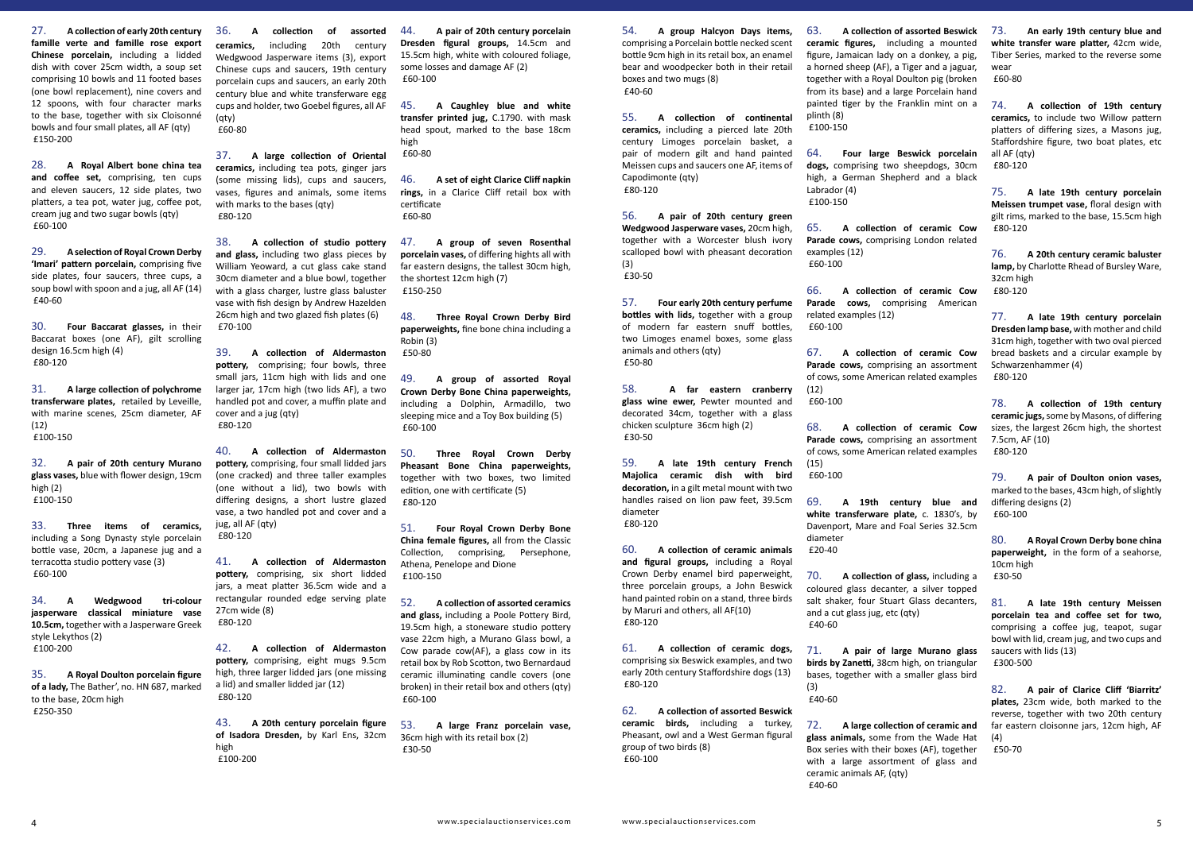27. **A collection of early 20th century famille verte and famille rose export Chinese porcelain,** including a lidded dish with cover 25cm width, a soup set comprising 10 bowls and 11 footed bases (one bowl replacement), nine covers and 12 spoons, with four character marks to the base, together with six Cloisonné bowls and four small plates, all AF (qty)
£150-200

28. **A Royal Albert bone china tea and coffee set,** comprising, ten cups and eleven saucers, 12 side plates, two platters, a tea pot, water jug, coffee pot, cream jug and two sugar bowls (qty)
£60-100

29. **A selection of Royal Crown Derby 'Imari' pattern porcelain,** comprising five side plates, four saucers, three cups, a soup bowl with spoon and a jug, all AF (14)
£40-60

30. **Four Baccarat glasses,** in their Baccarat boxes (one AF), gilt scrolling design 16.5cm high (4)
£80-120

31. **A large collection of polychrome transferware plates,** retailed by Leveille, with marine scenes, 25cm diameter, AF (12)
£100-150

32. **A pair of 20th century Murano glass vases,** blue with flower design, 19cm high (2)
£100-150

33. **Three items of ceramics,** including a Song Dynasty style porcelain bottle vase, 20cm, a Japanese jug and a terracotta studio pottery vase (3)
£60-100

34. **A Wedgwood tri-colour jasperware classical miniature vase 10.5cm,** together with a Jasperware Greek style Lekythos (2)
£100-200

35. **A Royal Doulton porcelain figure of a lady,** The Bather', no. HN 687, marked to the base, 20cm high
£250-350

36. **A collection of assorted ceramics,** including 20th century Wedgwood Jasperware items (3), export Chinese cups and saucers, 19th century porcelain cups and saucers, an early 20th century blue and white transferware egg cups and holder, two Goebel figures, all AF (qty)
£60-80

37. **A large collection of Oriental ceramics,** including tea pots, ginger jars (some missing lids), cups and saucers, vases, figures and animals, some items with marks to the bases (qty)
£80-120

38. **A collection of studio pottery and glass,** including two glass pieces by William Yeoward, a cut glass cake stand 30cm diameter and a blue bowl, together with a glass charger, lustre glass baluster vase with fish design by Andrew Hazelden 26cm high and two glazed fish plates (6)
£70-100

39. **A collection of Aldermaston pottery,** comprising; four bowls, three small jars, 11cm high with lids and one larger jar, 17cm high (two lids AF), a two handled pot and cover, a muffin plate and cover and a jug (qty)
£80-120

40. **A collection of Aldermaston pottery,** comprising, four small lidded jars (one cracked) and three taller examples (one without a lid), two bowls with differing designs, a short lustre glazed vase, a two handled pot and cover and a jug, all AF (qty)
£80-120

41. **A collection of Aldermaston pottery,** comprising, six short lidded jars, a meat platter 36.5cm wide and a rectangular rounded edge serving plate 27cm wide (8)
£80-120

42. **A collection of Aldermaston pottery,** comprising, eight mugs 9.5cm high, three larger lidded jars (one missing a lid) and smaller lidded jar (12)
£80-120

43. **A 20th century porcelain figure of Isadora Dresden,** by Karl Ens, 32cm high
£100-200

44. **A pair of 20th century porcelain Dresden figural groups,** 14.5cm and 15.5cm high, white with coloured foliage, some losses and damage AF (2)
£60-100

45. **A Caughley blue and white transfer printed jug,** C.1790. with mask head spout, marked to the base 18cm high
£60-80

46. **A set of eight Clarice Cliff napkin rings,** in a Clarice Cliff retail box with certificate
£60-80

47. **A group of seven Rosenthal porcelain vases,** of differing hights all with far eastern designs, the tallest 30cm high, the shortest 12cm high (7)
£150-250

48. **Three Royal Crown Derby Bird paperweights,** fine bone china including a Robin (3)
£50-80

49. **A group of assorted Royal Crown Derby Bone China paperweights,** including a Dolphin, Armadillo, two sleeping mice and a Toy Box building (5)
£60-100

50. **Three Royal Crown Derby Pheasant Bone China paperweights,** together with two boxes, two limited edition, one with certificate (5)
£80-120

51. **Four Royal Crown Derby Bone China female figures,** all from the Classic Collection, comprising, Persephone, Athena, Penelope and Dione
£100-150

52. **A collection of assorted ceramics and glass,** including a Poole Pottery Bird, 19.5cm high, a stoneware studio pottery vase 22cm high, a Murano Glass bowl, a Cow parade cow(AF), a glass cow in its retail box by Rob Scotton, two Bernardaud ceramic illuminating candle covers (one broken) in their retail box and others (qty)
£60-100

53. **A large Franz porcelain vase,** 36cm high with its retail box (2)
£30-50

54. **A group Halcyon Days items,** comprising a Porcelain bottle necked scent bottle 9cm high in its retail box, an enamel bear and woodpecker both in their retail boxes and two mugs (8)
£40-60

55. **A collection of continental ceramics,** including a pierced late 20th century Limoges porcelain basket, a pair of modern gilt and hand painted Meissen cups and saucers one AF, items of Capodimonte (qty)
£80-120

56. **A pair of 20th century green Wedgwood Jasperware vases,** 20cm high, together with a Worcester blush ivory scalloped bowl with pheasant decoration (3)
£30-50

57. **Four early 20th century perfume bottles with lids,** together with a group of modern far eastern snuff bottles, two Limoges enamel boxes, some glass animals and others (qty)
£50-80

58. **A far eastern cranberry glass wine ewer,** Pewter mounted and decorated 34cm, together with a glass chicken sculpture 36cm high (2)
£30-50

59. **A late 19th century French Majolica ceramic dish with bird decoration,** in a gilt metal mount with two handles raised on lion paw feet, 39.5cm diameter
£80-120

60. **A collection of ceramic animals and figural groups,** including a Royal Crown Derby enamel bird paperweight, three porcelain groups, a John Beswick hand painted robin on a stand, three birds by Maruri and others, all AF(10)
£80-120

61. **A collection of ceramic dogs,** comprising six Beswick examples, and two early 20th century Staffordshire dogs (13)
£80-120

62. **A collection of assorted Beswick ceramic birds,** including a turkey, Pheasant, owl and a West German figural group of two birds (8)
£60-100

63. **A collection of assorted Beswick ceramic figures,** including a mounted figure, Jamaican lady on a donkey, a pig, a horned sheep (AF), a Tiger and a jaguar, together with a Royal Doulton pig (broken from its base) and a large Porcelain hand painted tiger by the Franklin mint on a plinth (8)
£100-150

64. **Four large Beswick porcelain dogs,** comprising two sheepdogs, 30cm high, a German Shepherd and a black Labrador (4)
£100-150

65. **A collection of ceramic Cow Parade cows,** comprising London related examples (12)
£60-100

66. **A collection of ceramic Cow Parade cows,** comprising American related examples (12)
£60-100

67. **A collection of ceramic Cow Parade cows,** comprising an assortment of cows, some American related examples (12)
£60-100

68. **A collection of ceramic Cow Parade cows,** comprising an assortment of cows, some American related examples (15)
£60-100

69. **A 19th century blue and white transferware plate,** c. 1830's, by Davenport, Mare and Foal Series 32.5cm diameter
£20-40

70. **A collection of glass,** including a coloured glass decanter, a silver topped salt shaker, four Stuart Glass decanters, and a cut glass jug, etc (qty)
£40-60

71. **A pair of large Murano glass birds by Zanetti,** 38cm high, on triangular bases, together with a smaller glass bird (3)
£40-60

72. **A large collection of ceramic and glass animals,** some from the Wade Hat Box series with their boxes (AF), together with a large assortment of glass and ceramic animals AF, (qty)
£40-60

73. **An early 19th century blue and white transfer ware platter,** 42cm wide, Tiber Series, marked to the reverse some wear
£60-80

74. **A collection of 19th century ceramics,** to include two Willow pattern platters of differing sizes, a Masons jug, Staffordshire figure, two boat plates, etc all AF (qty)
£80-120

75. **A late 19th century porcelain Meissen trumpet vase,** floral design with gilt rims, marked to the base, 15.5cm high
£80-120

76. **A 20th century ceramic baluster lamp,** by Charlotte Rhead of Bursley Ware, 32cm high
£80-120

77. **A late 19th century porcelain Dresden lamp base,** with mother and child 31cm high, together with two oval pierced bread baskets and a circular example by Schwarzenhammer (4)
£80-120

78. **A collection of 19th century ceramic jugs,** some by Masons, of differing sizes, the largest 26cm high, the shortest 7.5cm, AF (10)
£80-120

79. **A pair of Doulton onion vases,** marked to the bases, 43cm high, of slightly differing designs (2)
£60-100

80. **A Royal Crown Derby bone china paperweight,** in the form of a seahorse, 10cm high
£30-50

81. **A late 19th century Meissen porcelain tea and coffee set for two,** comprising a coffee jug, teapot, sugar bowl with lid, cream jug, and two cups and saucers with lids (13)
£300-500

82. **A pair of Clarice Cliff 'Biarritz' plates,** 23cm wide, both marked to the reverse, together with two 20th century far eastern cloisonne jars, 12cm high, AF (4)
£50-70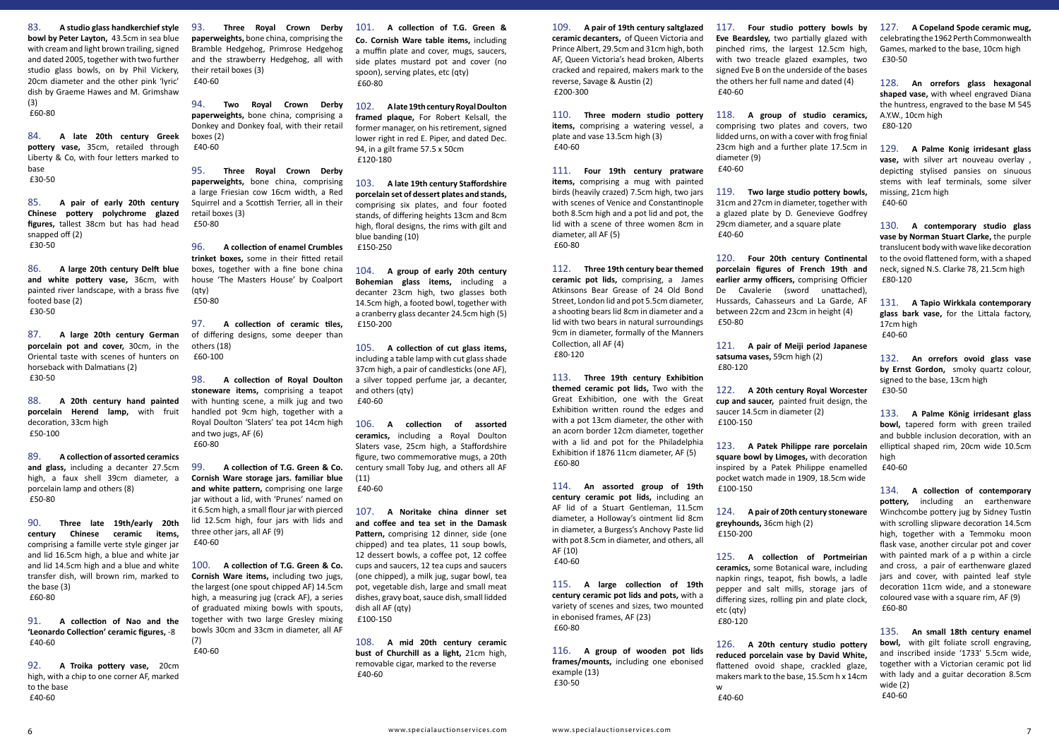83. **A studio glass handkerchief style bowl by Peter Layton,** 43.5cm in sea blue with cream and light brown trailing, signed and dated 2005, together with two further studio glass bowls, on by Phil Vickery, 20cm diameter and the other pink 'lyric' dish by Graeme Hawes and M. Grimshaw (3)
£60-80

84. **A late 20th century Greek pottery vase,** 35cm, retailed through Liberty & Co, with four letters marked to base
£30-50

85. **A pair of early 20th century Chinese pottery polychrome glazed figures,** tallest 38cm but has had head snapped off (2)
£30-50

86. **A large 20th century Delft blue and white pottery vase,** 36cm, with painted river landscape, with a brass five footed base (2)
£30-50

87. **A large 20th century German porcelain pot and cover,** 30cm, in the Oriental taste with scenes of hunters on horseback with Dalmatians (2)
£30-50

88. **A 20th century hand painted porcelain Herend lamp,** with fruit decoration, 33cm high
£50-100

89. **A collection of assorted ceramics and glass,** including a decanter 27.5cm high, a faux shell 39cm diameter, a porcelain lamp and others (8)
£50-80

90. **Three late 19th/early 20th century Chinese ceramic items,** comprising a famille verte style ginger jar and lid 16.5cm high, a blue and white jar and lid 14.5cm high and a blue and white transfer dish, will brown rim, marked to the base (3)
£60-80

91. **A collection of Nao and the 'Leonardo Collection' ceramic figures,** -8
£40-60

92. **A Troika pottery vase,** 20cm high, with a chip to one corner AF, marked to the base
£40-60

93. **Three Royal Crown Derby paperweights,** bone china, comprising the Bramble Hedgehog, Primrose Hedgehog and the strawberry Hedgehog, all with their retail boxes (3)
£40-60

94. **Two Royal Crown Derby paperweights,** bone china, comprising a Donkey and Donkey foal, with their retail boxes (2)
£40-60

95. **Three Royal Crown Derby paperweights,** bone china, comprising a large Friesian cow 16cm width, a Red Squirrel and a Scottish Terrier, all in their retail boxes (3)
£50-80

96. **A collection of enamel Crumbles trinket boxes,** some in their fitted retail boxes, together with a fine bone china house 'The Masters House' by Coalport (qty)
£50-80

97. **A collection of ceramic tiles,** of differing designs, some deeper than others (18)
£60-100

98. **A collection of Royal Doulton stoneware items,** comprising a teapot with hunting scene, a milk jug and two handled pot 9cm high, together with a Royal Doulton 'Slaters' tea pot 14cm high and two jugs, AF (6)
£60-80

99. **A collection of T.G. Green & Co. Cornish Ware storage jars. familiar blue and white pattern,** comprising one large jar without a lid, with 'Prunes' named on it 6.5cm high, a small flour jar with pierced lid 12.5cm high, four jars with lids and three other jars, all AF (9)
£40-60

100. **A collection of T.G. Green & Co. Cornish Ware items,** including two jugs, the largest (one spout chipped AF) 14.5cm high, a measuring jug (crack AF), a series of graduated mixing bowls with spouts, together with two large Gresley mixing bowls 30cm and 33cm in diameter, all AF (7)
£40-60

101. **A collection of T.G. Green & Co. Cornish Ware table items,** including a muffin plate and cover, mugs, saucers, side plates mustard pot and cover (no spoon), serving plates, etc (qty)
£60-80

102. **A late 19th century Royal Doulton framed plaque,** For Robert Kelsall, the former manager, on his retirement, signed lower right in red E. Piper, and dated Dec. 94, in a gilt frame 57.5 x 50cm
£120-180

103. **A late 19th century Staffordshire porcelain set of dessert plates and stands,** comprising six plates, and four footed stands, of differing heights 13cm and 8cm high, floral designs, the rims with gilt and blue banding (10)
£150-250

104. **A group of early 20th century Bohemian glass items,** including a decanter 23cm high, two glasses both 14.5cm high, a footed bowl, together with a cranberry glass decanter 24.5cm high (5)
£150-200

105. **A collection of cut glass items,** including a table lamp with cut glass shade 37cm high, a pair of candlesticks (one AF), a silver topped perfume jar, a decanter, and others (qty)
£40-60

106. **A collection of assorted ceramics,** including a Royal Doulton Slaters vase, 25cm high, a Staffordshire figure, two commemorative mugs, a 20th century small Toby Jug, and others all AF (11)
£40-60

107. **A Noritake china dinner set and coffee and tea set in the Damask Pattern,** comprising 12 dinner, side (one chipped) and tea plates, 11 soup bowls, 12 dessert bowls, a coffee pot, 12 coffee cups and saucers (one chipped), 12 tea cups and saucers (one chipped), a milk jug, sugar bowl, tea pot, vegetable dish, large and small meat dishes, gravy boat, sauce dish, small lidded dish all AF (qty)
£100-150

108. **A mid 20th century ceramic bust of Churchill as a light,** 21cm high, removable cigar, marked to the reverse
£40-60

109. **A pair of 19th century saltglazed ceramic decanters,** of Queen Victoria and Prince Albert, 29.5cm and 31cm high, both AF, Queen Victoria's head broken, Alberts cracked and repaired, makers mark to the reverse, Savage & Austin (2)
£200-300

110. **Three modern studio pottery items,** comprising a watering vessel, a plate and vase 13.5cm high (3)
£40-60

111. **Four 19th century pratware items,** comprising a mug with painted birds (heavily crazed) 7.5cm high, two jars with scenes of Venice and Constantinople both 8.5cm high and a pot lid and pot, the lid with a scene of three women 8cm in diameter, all AF (5)
£60-80

112. **Three 19th century bear themed ceramic pot lids,** comprising, a James Atkinsons Bear Grease of 24 Old Bond Street, London lid and pot 5.5cm diameter, a shooting bears lid 8cm in diameter and a lid with two bears in natural surroundings 9cm in diameter, formally of the Manners Collection, all AF (4)
£80-120

113. **Three 19th century Exhibition themed ceramic pot lids,** Two with the Great Exhibition, one with the Great Exhibition written round the edges and with a pot 13cm diameter, the other with an acorn border 12cm diameter, together with a lid and pot for the Philadelphia Exhibition if 1876 11cm diameter, AF (5)
£60-80

114. **An assorted group of 19th century ceramic pot lids,** including an AF lid of a Stuart Gentleman, 11.5cm diameter, a Holloway's ointment lid 8cm in diameter, a Burgess's Anchovy Paste lid with pot 8.5cm in diameter, and others, all AF (10)
£40-60

115. **A large collection of 19th century ceramic pot lids and pots,** with a variety of scenes and sizes, two mounted in ebonised frames, AF (23)
£60-80

116. **A group of wooden pot lids frames/mounts,** including one ebonised example (13)
£30-50

117. **Four studio pottery bowls by Eve Beardsley,** two partially glazed with pinched rims, the largest 12.5cm high, with two treacle glazed examples, two signed Eve B on the underside of the bases the others her full name and dated (4)
£40-60

118. **A group of studio ceramics,** comprising two plates and two covers, two lidded urns, on with a cover with frog finial 23cm high and a further plate 17.5cm in diameter (9)
£40-60

119. **Two large studio pottery bowls,** 31cm and 27cm in diameter, together with a glazed plate by D. Genevieve Godfrey 29cm diameter, and a square plate
£40-60

120. **Four 20th century Continental porcelain figures of French 19th and early army officers,** comprising Officier De Cavalerie (sword unattached), Hussards, Cahasseurs and La Garde, AF between 22cm and 23cm in height (4)
£50-80

121. **A pair of Meiji period Japanese satsuma vases,** 59cm high (2)
£80-120

122. **A 20th century Royal Worcester cup and saucer,** painted fruit design, the saucer 14.5cm in diameter (2)
£100-150

123. **A Patek Philippe rare porcelain square bowl by Limoges,** with decoration inspired by a Patek Philippe enamelled pocket watch made in 1909, 18.5cm wide
£100-150

124. **A pair of 20th century stoneware greyhounds,** 36cm high (2)
£150-200

125. **A collection of Portmeirian ceramics,** some Botanical ware, including napkin rings, teapot, fish bowls, a ladle pepper and salt mills, storage jars of differing sizes, rolling pin and plate clock, etc (qty)
£80-120

126. **A 20th century studio pottery reduced porcelain vase by David White,** flattened ovoid shape, crackled glaze, makers mark to the base, 15.5cm h x 14cm w
£40-60

127. **A Copeland Spode ceramic mug,** celebrating the 1962 Perth Commonwealth Games, marked to the base, 10cm high
£30-50

128. **An orrefors glass hexagonal shaped vase,** with wheel engraved Diana the huntress, engraved to the base M 545 A.Y.W., 10cm high
£80-120

129. **A Palme Konig irridesant glass vase,** with silver art nouveau overlay , depicting stylised pansies on sinuous stems with leaf terminals, some silver missing, 21cm high
£40-60

130. **A contemporary studio glass vase by Norman Stuart Clarke,** the purple translucent body with wave like decoration to the ovoid flattened form, with a shaped neck, signed N.S. Clarke 78, 21.5cm high
£80-120

131. **A Tapio Wirkkala contemporary glass bark vase,** for the Littala factory, 17cm high
£40-60

132. **An orrefors ovoid glass vase by Ernst Gordon,** smoky quartz colour, signed to the base, 13cm high
£30-50

133. **A Palme König irridesant glass bowl,** tapered form with green trailed and bubble inclusion decoration, with an elliptical shaped rim, 20cm wide 10.5cm high
£40-60

134. **A collection of contemporary pottery,** including an earthenware Winchcombe pottery jug by Sidney Tustin with scrolling slipware decoration 14.5cm high, together with a Temmoku moon flask vase, another circular pot and cover with painted mark of a p within a circle and cross, a pair of earthenware glazed jars and cover, with painted leaf style decoration 11cm wide, and a stoneware coloured vase with a square rim, AF (9)
£60-80

135. **An small 18th century enamel bowl,** with gilt foliate scroll engraving, and inscribed inside '1733' 5.5cm wide, together with a Victorian ceramic pot lid with lady and a guitar decoration 8.5cm wide (2)
£40-60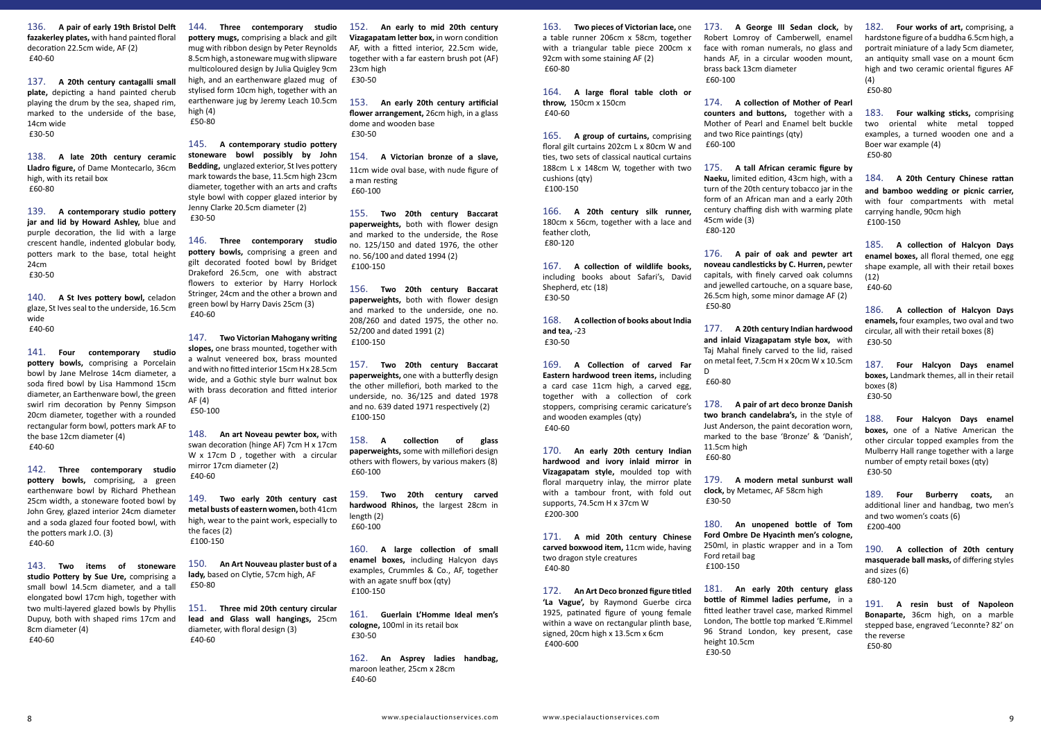136. **A pair of early 19th Bristol Delft fazakerley plates,** with hand painted floral decoration 22.5cm wide, AF (2)
£40-60

137. **A 20th century cantagalli small plate,** depicting a hand painted cherub playing the drum by the sea, shaped rim, marked to the underside of the base, 14cm wide
£30-50

138. **A late 20th century ceramic Lladro figure,** of Dame Montecarlo, 36cm high, with its retail box
£60-80

139. **A contemporary studio pottery jar and lid by Howard Ashley,** blue and purple decoration, the lid with a large crescent handle, indented globular body, potters mark to the base, total height 24cm
£30-50

140. **A St Ives pottery bowl,** celadon glaze, St Ives seal to the underside, 16.5cm wide
£40-60

141. **Four contemporary studio pottery bowls,** comprising a Porcelain bowl by Jane Melrose 14cm diameter, a soda fired bowl by Lisa Hammond 15cm diameter, an Earthenware bowl, the green swirl rim decoration by Penny Simpson 20cm diameter, together with a rounded rectangular form bowl, potters mark AF to the base 12cm diameter (4)
£40-60

142. **Three contemporary studio pottery bowls,** comprising, a green earthenware bowl by Richard Phethean 25cm width, a stoneware footed bowl by John Grey, glazed interior 24cm diameter and a soda glazed four footed bowl, with the potters mark J.O. (3)
£40-60

143. **Two items of stoneware studio Pottery by Sue Ure,** comprising a small bowl 14.5cm diameter, and a tall elongated bowl 17cm high, together with two multi-layered glazed bowls by Phyllis Dupuy, both with shaped rims 17cm and 8cm diameter (4)
£40-60

144. **Three contemporary studio pottery mugs,** comprising a black and gilt mug with ribbon design by Peter Reynolds 8.5cm high, a stoneware mug with slipware multicoloured design by Julia Quigley 9cm high, and an earthenware glazed mug of stylised form 10cm high, together with an earthenware jug by Jeremy Leach 10.5cm high (4)
£50-80

145. **A contemporary studio pottery stoneware bowl possibly by John Bedding,** unglazed exterior, St Ives pottery mark towards the base, 11.5cm high 23cm diameter, together with an arts and crafts style bowl with copper glazed interior by Jenny Clarke 20.5cm diameter (2)
£30-50

146. **Three contemporary studio pottery bowls,** comprising a green and gilt decorated footed bowl by Bridget Drakeford 26.5cm, one with abstract flowers to exterior by Harry Horlock Stringer, 24cm and the other a brown and green bowl by Harry Davis 25cm (3)
£40-60

147. **Two Victorian Mahogany writing slopes,** one brass mounted, together with a walnut veneered box, brass mounted and with no fitted interior 15cm H x 28.5cm wide, and a Gothic style burr walnut box with brass decoration and fitted interior AF (4)
£50-100

148. **An art Noveau pewter box,** with swan decoration (hinge AF) 7cm H x 17cm W x 17cm D , together with a circular mirror 17cm diameter (2)
£40-60

149. **Two early 20th century cast metal busts of eastern women,** both 41cm high, wear to the paint work, especially to the faces (2)
£100-150

150. **An Art Nouveau plaster bust of a lady,** based on Clytie, 57cm high, AF
£50-80

151. **Three mid 20th century circular lead and Glass wall hangings,** 25cm diameter, with floral design (3)
£40-60

152. **An early to mid 20th century Vizagapatam letter box,** in worn condition AF, with a fitted interior, 22.5cm wide, together with a far eastern brush pot (AF) 23cm high
£30-50

153. **An early 20th century artificial flower arrangement,** 26cm high, in a glass dome and wooden base
£30-50

154. **A Victorian bronze of a slave,** 11cm wide oval base, with nude figure of a man resting
£60-100

155. **Two 20th century Baccarat paperweights,** both with flower design and marked to the underside, the Rose no. 125/150 and dated 1976, the other no. 56/100 and dated 1994 (2)
£100-150

156. **Two 20th century Baccarat paperweights,** both with flower design and marked to the underside, one no. 208/260 and dated 1975, the other no. 52/200 and dated 1991 (2)
£100-150

157. **Two 20th century Baccarat paperweights,** one with a butterfly design the other millefiori, both marked to the underside, no. 36/125 and dated 1978 and no. 639 dated 1971 respectively (2)
£100-150

158. **A collection of glass paperweights,** some with millefiori design others with flowers, by various makers (8)
£60-100

159. **Two 20th century carved hardwood Rhinos,** the largest 28cm in length (2)
£60-100

160. **A large collection of small enamel boxes,** including Halcyon days examples, Crummles & Co., AF, together with an agate snuff box (qty)
£100-150

161. **Guerlain L'Homme Ideal men's cologne,** 100ml in its retail box
£30-50

162. **An Asprey ladies handbag,** maroon leather, 25cm x 28cm
£40-60

163. **Two pieces of Victorian lace,** one a table runner 206cm x 58cm, together with a triangular table piece 200cm x 92cm with some staining AF (2)
£60-80

164. **A large floral table cloth or throw,** 150cm x 150cm
£40-60

165. **A group of curtains,** comprising floral gilt curtains 202cm L x 80cm W and ties, two sets of classical nautical curtains 188cm L x 148cm W, together with two cushions (qty)
£100-150

166. **A 20th century silk runner,** 180cm x 56cm, together with a lace and feather cloth,
£80-120

167. **A collection of wildlife books,** including books about Safari's, David Shepherd, etc (18)
£30-50

168. **A collection of books about India and tea,** -23
£30-50

169. **A Collection of carved Far Eastern hardwood treen items,** including a card case 11cm high, a carved egg, together with a collection of cork stoppers, comprising ceramic caricature's and wooden examples (qty)
£40-60

170. **An early 20th century Indian hardwood and ivory inlaid mirror in Vizagapatam style,** moulded top with floral marquetry inlay, the mirror plate with a tambour front, with fold out supports, 74.5cm H x 37cm W
£200-300

171. **A mid 20th century Chinese carved boxwood item,** 11cm wide, having two dragon style creatures
£40-80

172. **An Art Deco bronzed figure titled 'La Vague',** by Raymond Guerbe circa 1925, patinated figure of young female within a wave on rectangular plinth base, signed, 20cm high x 13.5cm x 6cm
£400-600

173. **A George III Sedan clock,** by Robert Lomroy of Camberwell, enamel face with roman numerals, no glass and hands AF, in a circular wooden mount, brass back 13cm diameter
£60-100

174. **A collection of Mother of Pearl counters and buttons,** together with a Mother of Pearl and Enamel belt buckle and two Rice paintings (qty)
£60-100

175. **A tall African ceramic figure by Naeku,** limited edition, 43cm high, with a turn of the 20th century tobacco jar in the form of an African man and a early 20th century chaffing dish with warming plate 45cm wide (3)
£80-120

176. **A pair of oak and pewter art noveau candlesticks by C. Hurren,** pewter capitals, with finely carved oak columns and jewelled cartouche, on a square base, 26.5cm high, some minor damage AF (2)
£50-80

177. **A 20th century Indian hardwood and inlaid Vizagapatam style box,** with Taj Mahal finely carved to the lid, raised on metal feet, 7.5cm H x 20cm W x 10.5cm D
£60-80

178. **A pair of art deco bronze Danish two branch candelabra's,** in the style of Just Anderson, the paint decoration worn, marked to the base 'Bronze' & 'Danish', 11.5cm high
£60-80

179. **A modern metal sunburst wall clock,** by Metamec, AF 58cm high
£30-50

180. **An unopened bottle of Tom Ford Ombre De Hyacinth men's cologne,** 250ml, in plastic wrapper and in a Tom Ford retail bag
£100-150

181. **An early 20th century glass bottle of Rimmel ladies perfume,** in a fitted leather travel case, marked Rimmel London, The bottle top marked 'E.Rimmel 96 Strand London, key present, case height 10.5cm
£30-50

182. **Four works of art,** comprising, a hardstone figure of a buddha 6.5cm high, a portrait miniature of a lady 5cm diameter, an antiquity small vase on a mount 6cm high and two ceramic oriental figures AF (4)
£50-80

183. **Four walking sticks,** comprising two oriental white metal topped examples, a turned wooden one and a Boer war example (4)
£50-80

184. **A 20th Century Chinese rattan and bamboo wedding or picnic carrier,** with four compartments with metal carrying handle, 90cm high
£100-150

185. **A collection of Halcyon Days enamel boxes,** all floral themed, one egg shape example, all with their retail boxes (12)
£40-60

186. **A collection of Halcyon Days enamels,** four examples, two oval and two circular, all with their retail boxes (8)
£30-50

187. **Four Halcyon Days enamel boxes,** Landmark themes, all in their retail boxes (8)
£30-50

188. **Four Halcyon Days enamel boxes,** one of a Native American the other circular topped examples from the Mulberry Hall range together with a large number of empty retail boxes (qty)
£30-50

189. **Four Burberry coats,** an additional liner and handbag, two men's and two women's coats (6)
£200-400

190. **A collection of 20th century masquerade ball masks,** of differing styles and sizes (6)
£80-120

191. **A resin bust of Napoleon Bonaparte,** 36cm high, on a marble stepped base, engraved 'Leconnte? 82' on the reverse
£50-80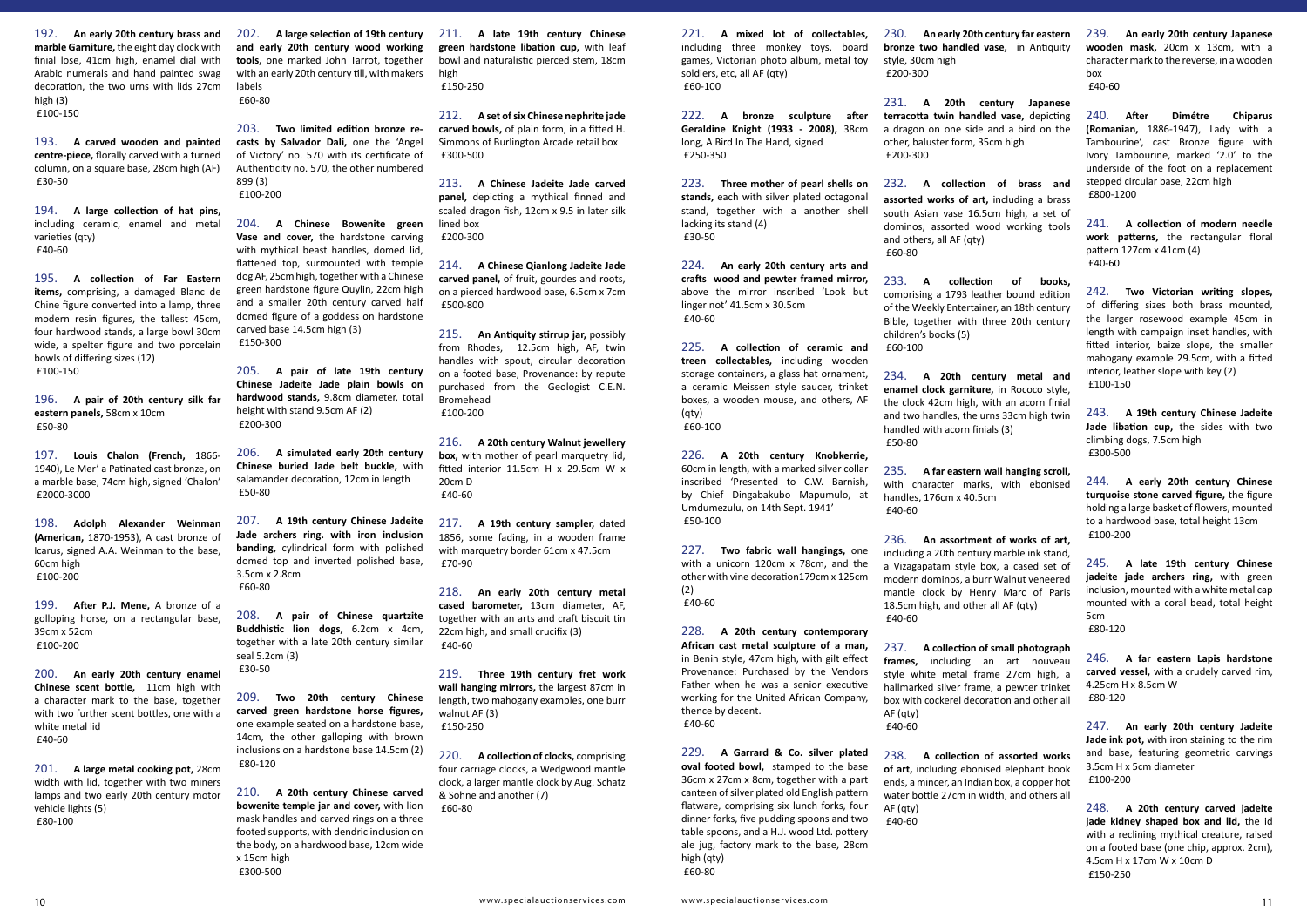192. **An early 20th century brass and marble Garniture,** the eight day clock with finial lose, 41cm high, enamel dial with Arabic numerals and hand painted swag decoration, the two urns with lids 27cm high (3)
£100-150

193. **A carved wooden and painted centre-piece,** florally carved with a turned column, on a square base, 28cm high (AF)
£30-50

194. **A large collection of hat pins,** including ceramic, enamel and metal varieties (qty)
£40-60

195. **A collection of Far Eastern items,** comprising, a damaged Blanc de Chine figure converted into a lamp, three modern resin figures, the tallest 45cm, four hardwood stands, a large bowl 30cm wide, a spelter figure and two porcelain bowls of differing sizes (12)
£100-150

196. **A pair of 20th century silk far eastern panels,** 58cm x 10cm
£50-80

197. **Louis Chalon (French,** 1866-1940), Le Mer' a Patinated cast bronze, on a marble base, 74cm high, signed 'Chalon'
£2000-3000

198. **Adolph Alexander Weinman (American,** 1870-1953), A cast bronze of Icarus, signed A.A. Weinman to the base, 60cm high
£100-200

199. **After P.J. Mene,** A bronze of a golloping horse, on a rectangular base, 39cm x 52cm
£100-200

200. **An early 20th century enamel Chinese scent bottle,** 11cm high with a character mark to the base, together with two further scent bottles, one with a white metal lid
£40-60

201. **A large metal cooking pot,** 28cm width with lid, together with two miners lamps and two early 20th century motor vehicle lights (5)
£80-100

202. **A large selection of 19th century and early 20th century wood working tools,** one marked John Tarrot, together with an early 20th century till, with makers labels
£60-80

203. **Two limited edition bronze re-casts by Salvador Dali,** one the 'Angel of Victory' no. 570 with its certificate of Authenticity no. 570, the other numbered 899 (3)
£100-200

204. **A Chinese Bowenite green Vase and cover,** the hardstone carving with mythical beast handles, domed lid, flattened top, surmounted with temple dog AF, 25cm high, together with a Chinese green hardstone figure Quylin, 22cm high and a smaller 20th century carved half domed figure of a goddess on hardstone carved base 14.5cm high (3)
£150-300

205. **A pair of late 19th century Chinese Jadeite Jade plain bowls on hardwood stands,** 9.8cm diameter, total height with stand 9.5cm AF (2)
£200-300

206. **A simulated early 20th century Chinese buried Jade belt buckle,** with salamander decoration, 12cm in length
£50-80

207. **A 19th century Chinese Jadeite Jade archers ring. with iron inclusion banding,** cylindrical form with polished domed top and inverted polished base, 3.5cm x 2.8cm
£60-80

208. **A pair of Chinese quartzite Buddhistic lion dogs,** 6.2cm x 4cm, together with a late 20th century similar seal 5.2cm (3)
£30-50

209. **Two 20th century Chinese carved green hardstone horse figures,** one example seated on a hardstone base, 14cm, the other galloping with brown inclusions on a hardstone base 14.5cm (2)
£80-120

210. **A 20th century Chinese carved bowenite temple jar and cover,** with lion mask handles and carved rings on a three footed supports, with dendric inclusion on the body, on a hardwood base, 12cm wide x 15cm high
£300-500

211. **A late 19th century Chinese green hardstone libation cup,** with leaf bowl and naturalistic pierced stem, 18cm high
£150-250

212. **A set of six Chinese nephrite jade carved bowls,** of plain form, in a fitted H. Simmons of Burlington Arcade retail box
£300-500

213. **A Chinese Jadeite Jade carved panel,** depicting a mythical finned and scaled dragon fish, 12cm x 9.5 in later silk lined box
£200-300

214. **A Chinese Qianlong Jadeite Jade carved panel,** of fruit, gourdes and roots, on a pierced hardwood base, 6.5cm x 7cm
£500-800

215. **An Antiquity stirrup jar,** possibly from Rhodes, 12.5cm high, AF, twin handles with spout, circular decoration on a footed base, Provenance: by repute purchased from the Geologist C.E.N. Bromehead
£100-200

216. **A 20th century Walnut jewellery box,** with mother of pearl marquetry lid, fitted interior 11.5cm H x 29.5cm W x 20cm D
£40-60

217. **A 19th century sampler,** dated 1856, some fading, in a wooden frame with marquetry border 61cm x 47.5cm
£70-90

218. **An early 20th century metal cased barometer,** 13cm diameter, AF, together with an arts and craft biscuit tin 22cm high, and small crucifix (3)
£40-60

219. **Three 19th century fret work wall hanging mirrors,** the largest 87cm in length, two mahogany examples, one burr walnut AF (3)
£150-250

220. **A collection of clocks,** comprising four carriage clocks, a Wedgwood mantle clock, a larger mantle clock by Aug. Schatz & Sohne and another (7)
£60-80

221. **A mixed lot of collectables,** including three monkey toys, board games, Victorian photo album, metal toy soldiers, etc, all AF (qty)
£60-100

222. **A bronze sculpture after Geraldine Knight (1933 - 2008),** 38cm long, A Bird In The Hand, signed
£250-350

223. **Three mother of pearl shells on stands,** each with silver plated octagonal stand, together with a another shell lacking its stand (4)
£30-50

224. **An early 20th century arts and crafts wood and pewter framed mirror,** above the mirror inscribed 'Look but linger not' 41.5cm x 30.5cm
£40-60

225. **A collection of ceramic and treen collectables,** including wooden storage containers, a glass hat ornament, a ceramic Meissen style saucer, trinket boxes, a wooden mouse, and others, AF (qty)
£60-100

226. **A 20th century Knobkerrie,** 60cm in length, with a marked silver collar inscribed 'Presented to C.W. Barnish, by Chief Dingabakubo Mapumulo, at Umdumezulu, on 14th Sept. 1941'
£50-100

227. **Two fabric wall hangings,** one with a unicorn 120cm x 78cm, and the other with vine decoration179cm x 125cm (2)
£40-60

228. **A 20th century contemporary African cast metal sculpture of a man,** in Benin style, 47cm high, with gilt effect Provenance: Purchased by the Vendors Father when he was a senior executive working for the United African Company, thence by decent.
£40-60

229. **A Garrard & Co. silver plated oval footed bowl,** stamped to the base 36cm x 27cm x 8cm, together with a part canteen of silver plated old English pattern flatware, comprising six lunch forks, four dinner forks, five pudding spoons and two table spoons, and a H.J. wood Ltd. pottery ale jug, factory mark to the base, 28cm high (qty)
£60-80

230. **An early 20th century far eastern bronze two handled vase,** in Antiquity style, 30cm high
£200-300

231. **A 20th century Japanese terracotta twin handled vase,** depicting a dragon on one side and a bird on the other, baluster form, 35cm high
£200-300

232. **A collection of brass and assorted works of art,** including a brass south Asian vase 16.5cm high, a set of dominos, assorted wood working tools and others, all AF (qty)
£60-80

233. **A collection of books,** comprising a 1793 leather bound edition of the Weekly Entertainer, an 18th century Bible, together with three 20th century children's books (5)
£60-100

234. **A 20th century metal and enamel clock garniture,** in Rococo style, the clock 42cm high, with an acorn finial and two handles, the urns 33cm high twin handled with acorn finials (3)
£50-80

235. **A far eastern wall hanging scroll,** with character marks, with ebonised handles, 176cm x 40.5cm
£40-60

236. **An assortment of works of art,** including a 20th century marble ink stand, a Vizagapatam style box, a cased set of modern dominos, a burr Walnut veneered mantle clock by Henry Marc of Paris 18.5cm high, and other all AF (qty)
£40-60

237. **A collection of small photograph frames,** including an art nouveau style white metal frame 27cm high, a hallmarked silver frame, a pewter trinket box with cockerel decoration and other all AF (qty)
£40-60

238. **A collection of assorted works of art,** including ebonised elephant book ends, a mincer, an Indian box, a copper hot water bottle 27cm in width, and others all AF (qty)
£40-60

239. **An early 20th century Japanese wooden mask,** 20cm x 13cm, with a character mark to the reverse, in a wooden box
£40-60

240. **After Dimétre Chiparus (Romanian,** 1886-1947), Lady with a Tambourine', cast Bronze figure with Ivory Tambourine, marked '2.0' to the underside of the foot on a replacement stepped circular base, 22cm high
£800-1200

241. **A collection of modern needle work patterns,** the rectangular floral pattern 127cm x 41cm (4)
£40-60

242. **Two Victorian writing slopes,** of differing sizes both brass mounted, the larger rosewood example 45cm in length with campaign inset handles, with fitted interior, baize slope, the smaller mahogany example 29.5cm, with a fitted interior, leather slope with key (2)
£100-150

243. **A 19th century Chinese Jadeite Jade libation cup,** the sides with two climbing dogs, 7.5cm high
£300-500

244. **A early 20th century Chinese turquoise stone carved figure,** the figure holding a large basket of flowers, mounted to a hardwood base, total height 13cm
£100-200

245. **A late 19th century Chinese jadeite jade archers ring,** with green inclusion, mounted with a white metal cap mounted with a coral bead, total height 5cm
£80-120

246. **A far eastern Lapis hardstone carved vessel,** with a crudely carved rim, 4.25cm H x 8.5cm W
£80-120

247. **An early 20th century Jadeite Jade ink pot,** with iron staining to the rim and base, featuring geometric carvings 3.5cm H x 5cm diameter
£100-200

248. **A 20th century carved jadeite jade kidney shaped box and lid,** the id with a reclining mythical creature, raised on a footed base (one chip, approx. 2cm), 4.5cm H x 17cm W x 10cm D
£150-250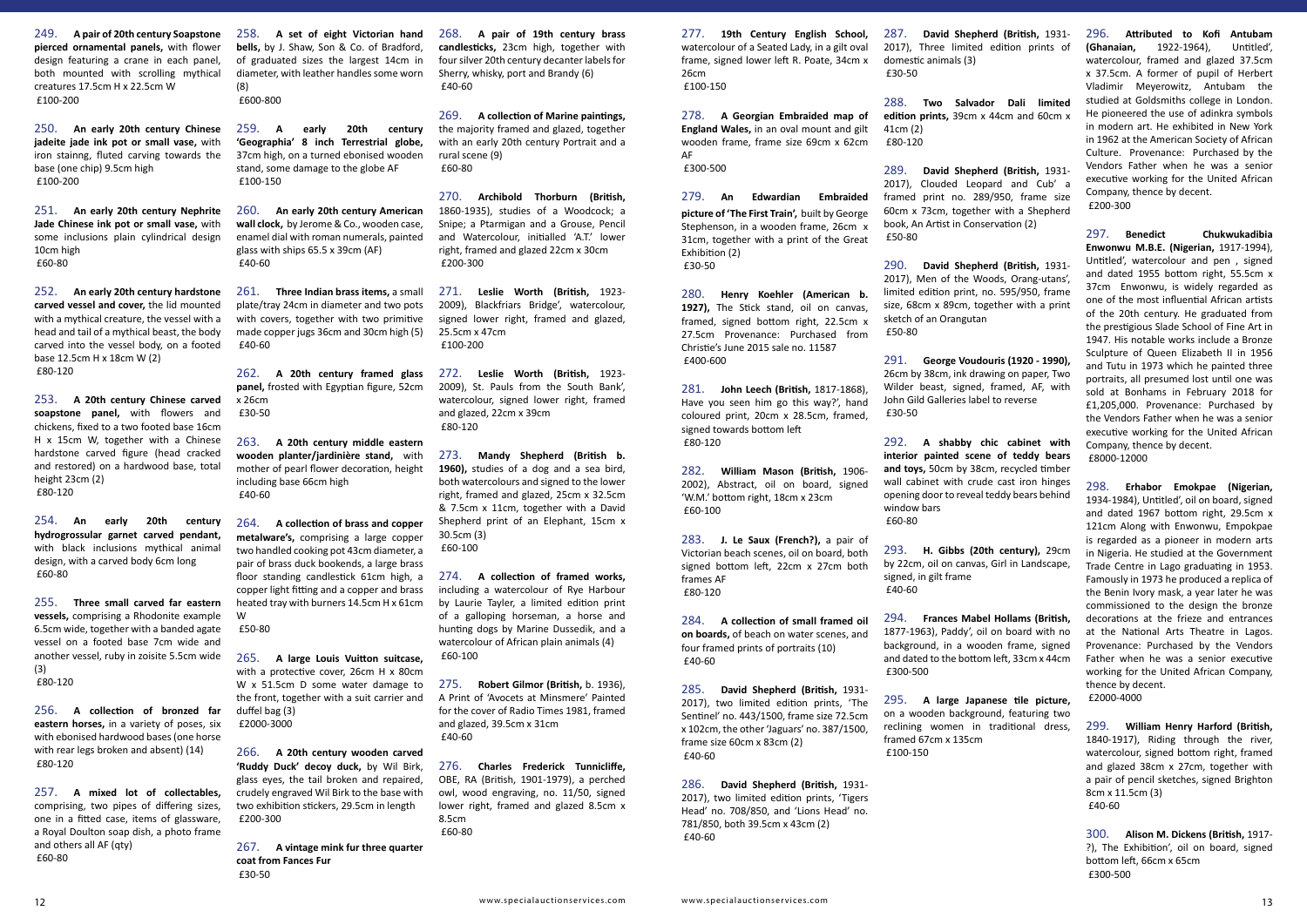249. **A pair of 20th century Soapstone pierced ornamental panels,** with flower design featuring a crane in each panel, both mounted with scrolling mythical creatures 17.5cm H x 22.5cm W
£100-200

250. **An early 20th century Chinese jadeite jade ink pot or small vase,** with iron stainng, fluted carving towards the base (one chip) 9.5cm high
£100-200

251. **An early 20th century Nephrite Jade Chinese ink pot or small vase,** with some inclusions plain cylindrical design 10cm high
£60-80

252. **An early 20th century hardstone carved vessel and cover,** the lid mounted with a mythical creature, the vessel with a head and tail of a mythical beast, the body carved into the vessel body, on a footed base 12.5cm H x 18cm W (2)
£80-120

253. **A 20th century Chinese carved soapstone panel,** with flowers and chickens, fixed to a two footed base 16cm H x 15cm W, together with a Chinese hardstone carved figure (head cracked and restored) on a hardwood base, total height 23cm (2)
£80-120

254. **An early 20th century hydrogrossular garnet carved pendant,** with black inclusions mythical animal design, with a carved body 6cm long
£60-80

255. **Three small carved far eastern vessels,** comprising a Rhodonite example 6.5cm wide, together with a banded agate vessel on a footed base 7cm wide and another vessel, ruby in zoisite 5.5cm wide (3)
£80-120

256. **A collection of bronzed far eastern horses,** in a variety of poses, six with ebonised hardwood bases (one horse with rear legs broken and absent) (14)
£80-120

257. **A mixed lot of collectables,** comprising, two pipes of differing sizes, one in a fitted case, items of glassware, a Royal Doulton soap dish, a photo frame and others all AF (qty)
£60-80

258. **A set of eight Victorian hand bells,** by J. Shaw, Son & Co. of Bradford, of graduated sizes the largest 14cm in diameter, with leather handles some worn (8)
£600-800

259. **A early 20th century 'Geographia' 8 inch Terrestrial globe,** 37cm high, on a turned ebonised wooden stand, some damage to the globe AF
£100-150

260. **An early 20th century American wall clock,** by Jerome & Co., wooden case, enamel dial with roman numerals, painted glass with ships 65.5 x 39cm (AF)
£40-60

261. **Three Indian brass items,** a small plate/tray 24cm in diameter and two pots with covers, together with two primitive made copper jugs 36cm and 30cm high (5)
£40-60

262. **A 20th century framed glass panel,** frosted with Egyptian figure, 52cm x 26cm
£30-50

263. **A 20th century middle eastern wooden planter/jardinière stand,** with mother of pearl flower decoration, height including base 66cm high
£40-60

264. **A collection of brass and copper metalware's,** comprising a large copper two handled cooking pot 43cm diameter, a pair of brass duck bookends, a large brass floor standing candlestick 61cm high, a copper light fitting and a copper and brass heated tray with burners 14.5cm H x 61cm W
£50-80

265. **A large Louis Vuitton suitcase,** with a protective cover, 26cm H x 80cm W x 51.5cm D some water damage to the front, together with a suit carrier and duffel bag (3)
£2000-3000

266. **A 20th century wooden carved 'Ruddy Duck' decoy duck,** by Wil Birk, glass eyes, the tail broken and repaired, crudely engraved Wil Birk to the base with two exhibition stickers, 29.5cm in length
£200-300

267. **A vintage mink fur three quarter coat from Fances Fur**
£30-50

268. **A pair of 19th century brass candlesticks,** 23cm high, together with four silver 20th century decanter labels for Sherry, whisky, port and Brandy (6)
£40-60

269. **A collection of Marine paintings,** the majority framed and glazed, together with an early 20th century Portrait and a rural scene (9)
£60-80

270. **Archibold Thorburn (British,** 1860-1935), studies of a Woodcock; a Snipe; a Ptarmigan and a Grouse, Pencil and Watercolour, initialled 'A.T.' lower right, framed and glazed 22cm x 30cm
£200-300

271. **Leslie Worth (British,** 1923-2009), Blackfriars Bridge', watercolour, signed lower right, framed and glazed, 25.5cm x 47cm
£100-200

272. **Leslie Worth (British,** 1923-2009), St. Pauls from the South Bank', watercolour, signed lower right, framed and glazed, 22cm x 39cm
£80-120

273. **Mandy Shepherd (British b. 1960),** studies of a dog and a sea bird, both watercolours and signed to the lower right, framed and glazed, 25cm x 32.5cm & 7.5cm x 11cm, together with a David Shepherd print of an Elephant, 15cm x 30.5cm (3)
£60-100

274. **A collection of framed works,** including a watercolour of Rye Harbour by Laurie Tayler, a limited edition print of a galloping horseman, a horse and hunting dogs by Marine Dussedik, and a watercolour of African plain animals (4)
£60-100

275. **Robert Gilmor (British,** b. 1936), A Print of 'Avocets at Minsmere' Painted for the cover of Radio Times 1981, framed and glazed, 39.5cm x 31cm
£40-60

276. **Charles Frederick Tunnicliffe,** OBE, RA (British, 1901-1979), a perched owl, wood engraving, no. 11/50, signed lower right, framed and glazed 8.5cm x 8.5cm
£60-80

277. **19th Century English School,** watercolour of a Seated Lady, in a gilt oval frame, signed lower left R. Poate, 34cm x 26cm
£100-150

278. **A Georgian Embraided map of England Wales,** in an oval mount and gilt wooden frame, frame size 69cm x 62cm AF
£300-500

279. **An Edwardian Embraided picture of 'The First Train',** built by George Stephenson, in a wooden frame, 26cm x 31cm, together with a print of the Great Exhibition (2)
£30-50

280. **Henry Koehler (American b. 1927),** The Stick stand, oil on canvas, framed, signed bottom right, 22.5cm x 27.5cm Provenance: Purchased from Christie's June 2015 sale no. 11587
£400-600

281. **John Leech (British,** 1817-1868), Have you seen him go this way?', hand coloured print, 20cm x 28.5cm, framed, signed towards bottom left
£80-120

282. **William Mason (British,** 1906-2002), Abstract, oil on board, signed 'W.M.' bottom right, 18cm x 23cm
£60-100

283. **J. Le Saux (French?),** a pair of Victorian beach scenes, oil on board, both signed bottom left, 22cm x 27cm both frames AF
£80-120

284. **A collection of small framed oil on boards,** of beach on water scenes, and four framed prints of portraits (10)
£40-60

285. **David Shepherd (British,** 1931-2017), two limited edition prints, 'The Sentinel' no. 443/1500, frame size 72.5cm x 102cm, the other 'Jaguars' no. 387/1500, frame size 60cm x 83cm (2)
£40-60

286. **David Shepherd (British,** 1931-2017), two limited edition prints, 'Tigers Head' no. 708/850, and 'Lions Head' no. 781/850, both 39.5cm x 43cm (2)
£40-60

287. **David Shepherd (British,** 1931-2017), Three limited edition prints of domestic animals (3)
£30-50

288. **Two Salvador Dali limited edition prints,** 39cm x 44cm and 60cm x 41cm (2)
£80-120

289. **David Shepherd (British,** 1931-2017), Clouded Leopard and Cub' a framed print no. 289/950, frame size 60cm x 73cm, together with a Shepherd book, An Artist in Conservation (2)
£50-80

290. **David Shepherd (British,** 1931-2017), Men of the Woods, Orang-utans', limited edition print, no. 595/950, frame size, 68cm x 89cm, together with a print sketch of an Orangutan
£50-80

291. **George Voudouris (1920 - 1990),** 26cm by 38cm, ink drawing on paper, Two Wilder beast, signed, framed, AF, with John Gild Galleries label to reverse
£30-50

292. **A shabby chic cabinet with interior painted scene of teddy bears and toys,** 50cm by 38cm, recycled timber wall cabinet with crude cast iron hinges opening door to reveal teddy bears behind window bars
£60-80

293. **H. Gibbs (20th century),** 29cm by 22cm, oil on canvas, Girl in Landscape, signed, in gilt frame
£40-60

294. **Frances Mabel Hollams (British,** 1877-1963), Paddy', oil on board with no background, in a wooden frame, signed and dated to the bottom left, 33cm x 44cm
£300-500

295. **A large Japanese tile picture,** on a wooden background, featuring two reclining women in traditional dress, framed 67cm x 135cm
£100-150

296. **Attributed to Kofi Antubam (Ghanaian,** 1922-1964), Untitled', watercolour, framed and glazed 37.5cm x 37.5cm. A former of pupil of Herbert Vladimir Meyerowitz, Antubam the studied at Goldsmiths college in London. He pioneered the use of adinkra symbols in modern art. He exhibited in New York in 1962 at the American Society of African Culture. Provenance: Purchased by the Vendors Father when he was a senior executive working for the United African Company, thence by decent.
£200-300

297. **Benedict Chukwukadibia Enwonwu M.B.E. (Nigerian,** 1917-1994), Untitled', watercolour and pen , signed and dated 1955 bottom right, 55.5cm x 37cm Enwonwu, is widely regarded as one of the most influential African artists of the 20th century. He graduated from the prestigious Slade School of Fine Art in 1947. His notable works include a Bronze Sculpture of Queen Elizabeth II in 1956 and Tutu in 1973 which he painted three portraits, all presumed lost until one was sold at Bonhams in February 2018 for £1,205,000. Provenance: Purchased by the Vendors Father when he was a senior executive working for the United African Company, thence by decent.
£8000-12000

298. **Erhabor Emokpae (Nigerian,** 1934-1984), Untitled', oil on board, signed and dated 1967 bottom right, 29.5cm x 121cm Along with Enwonwu, Empokpae is regarded as a pioneer in modern arts in Nigeria. He studied at the Government Trade Centre in Lago graduating in 1953. Famously in 1973 he produced a replica of the Benin Ivory mask, a year later he was commissioned to the design the bronze decorations at the frieze and entrances at the National Arts Theatre in Lagos. Provenance: Purchased by the Vendors Father when he was a senior executive working for the United African Company, thence by decent.
£2000-4000

299. **William Henry Harford (British,** 1840-1917), Riding through the river, watercolour, signed bottom right, framed and glazed 38cm x 27cm, together with a pair of pencil sketches, signed Brighton 8cm x 11.5cm (3)
£40-60

300. **Alison M. Dickens (British,** 1917-?), The Exhibition', oil on board, signed bottom left, 66cm x 65cm
£300-500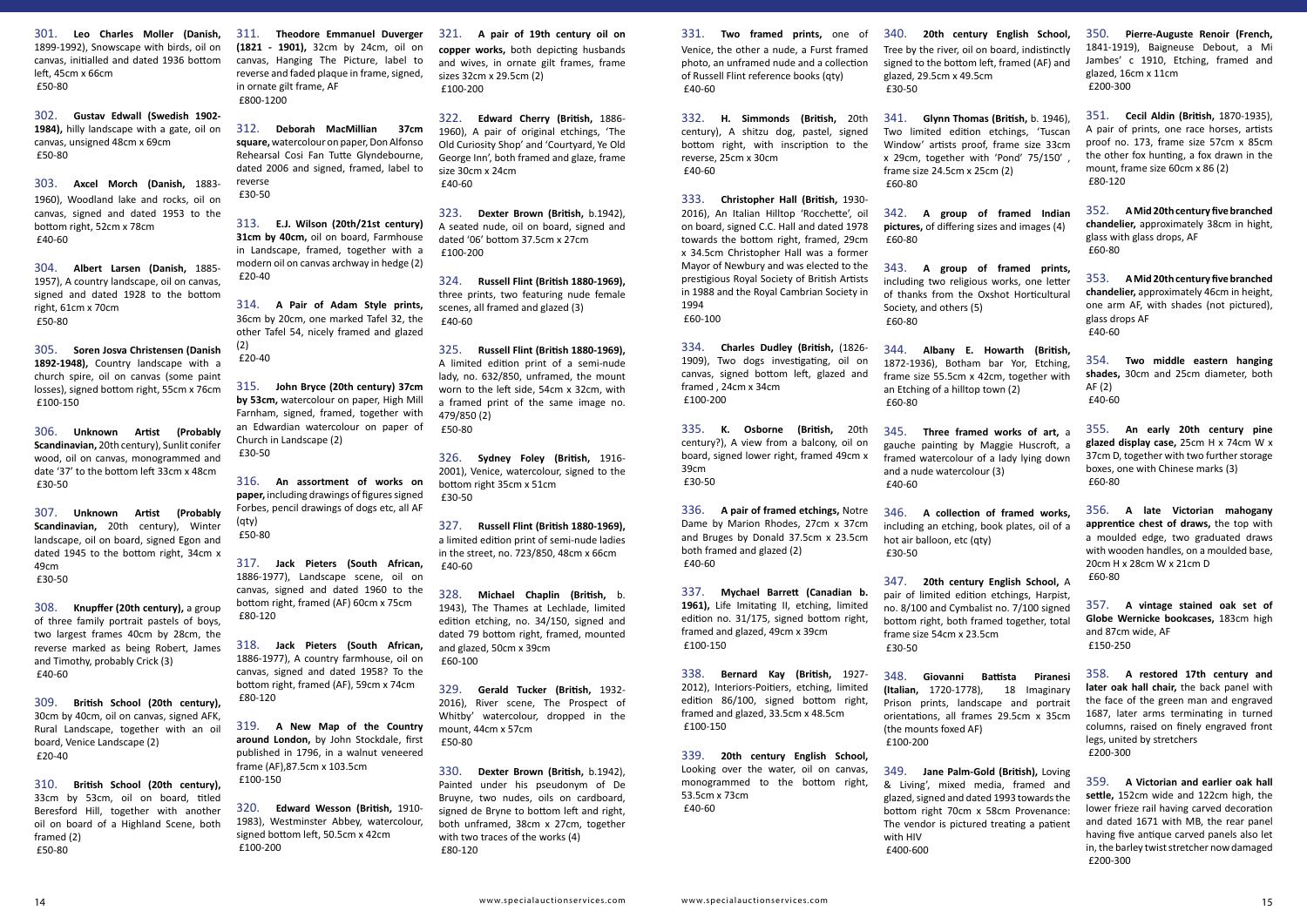301. **Leo Charles Moller (Danish,** 1899-1992), Snowscape with birds, oil on canvas, initialled and dated 1936 bottom left, 45cm x 66cm
£50-80

302. **Gustav Edwall (Swedish 1902-1984),** hilly landscape with a gate, oil on canvas, unsigned 48cm x 69cm
£50-80

303. **Axcel Morch (Danish,** 1883-1960), Woodland lake and rocks, oil on canvas, signed and dated 1953 to the bottom right, 52cm x 78cm
£40-60

304. **Albert Larsen (Danish,** 1885-1957), A country landscape, oil on canvas, signed and dated 1928 to the bottom right, 61cm x 70cm
£50-80

305. **Soren Josva Christensen (Danish 1892-1948),** Country landscape with a church spire, oil on canvas (some paint losses), signed bottom right, 55cm x 76cm
£100-150

306. **Unknown Artist (Probably Scandinavian,** 20th century), Sunlit conifer wood, oil on canvas, monogrammed and date '37' to the bottom left 33cm x 48cm
£30-50

307. **Unknown Artist (Probably Scandinavian,** 20th century), Winter landscape, oil on board, signed Egon and dated 1945 to the bottom right, 34cm x 49cm
£30-50

308. **Knupffer (20th century),** a group of three family portrait pastels of boys, two largest frames 40cm by 28cm, the reverse marked as being Robert, James and Timothy, probably Crick (3)
£40-60

309. **British School (20th century),** 30cm by 40cm, oil on canvas, signed AFK, Rural Landscape, together with an oil board, Venice Landscape (2)
£20-40

310. **British School (20th century),** 33cm by 53cm, oil on board, titled Beresford Hill, together with another oil on board of a Highland Scene, both framed (2)
£50-80

311. **Theodore Emmanuel Duverger (1821 - 1901),** 32cm by 24cm, oil on canvas, Hanging The Picture, label to reverse and faded plaque in frame, signed, in ornate gilt frame, AF
£800-1200

312. **Deborah MacMillian 37cm square,** watercolour on paper, Don Alfonso Rehearsal Cosi Fan Tutte Glyndebourne, dated 2006 and signed, framed, label to reverse
£30-50

313. **E.J. Wilson (20th/21st century) 31cm by 40cm,** oil on board, Farmhouse in Landscape, framed, together with a modern oil on canvas archway in hedge (2)
£20-40

314. **A Pair of Adam Style prints,** 36cm by 20cm, one marked Tafel 32, the other Tafel 54, nicely framed and glazed (2)
£20-40

315. **John Bryce (20th century) 37cm by 53cm,** watercolour on paper, High Mill Farnham, signed, framed, together with an Edwardian watercolour on paper of Church in Landscape (2)
£30-50

316. **An assortment of works on paper,** including drawings of figures signed Forbes, pencil drawings of dogs etc, all AF (qty)
£50-80

317. **Jack Pieters (South African,** 1886-1977), Landscape scene, oil on canvas, signed and dated 1960 to the bottom right, framed (AF) 60cm x 75cm
£80-120

318. **Jack Pieters (South African,** 1886-1977), A country farmhouse, oil on canvas, signed and dated 1958? To the bottom right, framed (AF), 59cm x 74cm
£80-120

319. **A New Map of the Country around London,** by John Stockdale, first published in 1796, in a walnut veneered frame (AF),87.5cm x 103.5cm
£100-150

320. **Edward Wesson (British,** 1910-1983), Westminster Abbey, watercolour, signed bottom left, 50.5cm x 42cm
£100-200

321. **A pair of 19th century oil on copper works,** both depicting husbands and wives, in ornate gilt frames, frame sizes 32cm x 29.5cm (2)
£100-200

322. **Edward Cherry (British,** 1886-1960), A pair of original etchings, 'The Old Curiosity Shop' and 'Courtyard, Ye Old George Inn', both framed and glaze, frame size 30cm x 24cm
£40-60

323. **Dexter Brown (British,** b.1942), A seated nude, oil on board, signed and dated '06' bottom 37.5cm x 27cm
£100-200

324. **Russell Flint (British 1880-1969),** three prints, two featuring nude female scenes, all framed and glazed (3)
£40-60

325. **Russell Flint (British 1880-1969),** A limited edition print of a semi-nude lady, no. 632/850, unframed, the mount worn to the left side, 54cm x 32cm, with a framed print of the same image no. 479/850 (2)
£50-80

326. **Sydney Foley (British,** 1916-2001), Venice, watercolour, signed to the bottom right 35cm x 51cm
£30-50

327. **Russell Flint (British 1880-1969),** a limited edition print of semi-nude ladies in the street, no. 723/850, 48cm x 66cm
£40-60

328. **Michael Chaplin (British,** b. 1943), The Thames at Lechlade, limited edition etching, no. 34/150, signed and dated 79 bottom right, framed, mounted and glazed, 50cm x 39cm
£60-100

329. **Gerald Tucker (British,** 1932-2016), River scene, The Prospect of Whitby' watercolour, dropped in the mount, 44cm x 57cm
£50-80

330. **Dexter Brown (British,** b.1942), Painted under his pseudonym of De Bruyne, two nudes, oils on cardboard, signed de Bryne to bottom left and right, both unframed, 38cm x 27cm, together with two traces of the works (4)
£80-120

331. **Two framed prints,** one of Venice, the other a nude, a Furst framed photo, an unframed nude and a collection of Russell Flint reference books (qty)
£40-60

332. **H. Simmonds (British,** 20th century), A shitzu dog, pastel, signed bottom right, with inscription to the reverse, 25cm x 30cm
£40-60

333. **Christopher Hall (British,** 1930-2016), An Italian Hilltop 'Rocchette', oil on board, signed C.C. Hall and dated 1978 towards the bottom right, framed, 29cm x 34.5cm Christopher Hall was a former Mayor of Newbury and was elected to the prestigious Royal Society of British Artists in 1988 and the Royal Cambrian Society in 1994
£60-100

334. **Charles Dudley (British,** (1826-1909), Two dogs investigating, oil on canvas, signed bottom left, glazed and framed , 24cm x 34cm
£100-200

335. **K. Osborne (British,** 20th century?), A view from a balcony, oil on board, signed lower right, framed 49cm x 39cm
£30-50

336. **A pair of framed etchings,** Notre Dame by Marion Rhodes, 27cm x 37cm and Bruges by Donald 37.5cm x 23.5cm both framed and glazed (2)
£40-60

337. **Mychael Barrett (Canadian b. 1961),** Life Imitating II, etching, limited edition no. 31/175, signed bottom right, framed and glazed, 49cm x 39cm
£100-150

338. **Bernard Kay (British,** 1927-2012), Interiors-Poitiers, etching, limited edition 86/100, signed bottom right, framed and glazed, 33.5cm x 48.5cm
£100-150

339. **20th century English School,** Looking over the water, oil on canvas, monogrammed to the bottom right, 53.5cm x 73cm
£40-60

340. **20th century English School,** Tree by the river, oil on board, indistinctly signed to the bottom left, framed (AF) and glazed, 29.5cm x 49.5cm
£30-50

341. **Glynn Thomas (British,** b. 1946), Two limited edition etchings, 'Tuscan Window' artists proof, frame size 33cm x 29cm, together with 'Pond' 75/150' , frame size 24.5cm x 25cm (2)
£60-80

342. **A group of framed Indian pictures,** of differing sizes and images (4)
£60-80

343. **A group of framed prints,** including two religious works, one letter of thanks from the Oxshot Horticultural Society, and others (5)
£60-80

344. **Albany E. Howarth (British,** 1872-1936), Botham bar Yor, Etching, frame size 55.5cm x 42cm, together with an Etching of a hilltop town (2)
£60-80

345. **Three framed works of art,** a gauche painting by Maggie Huscroft, a framed watercolour of a lady lying down and a nude watercolour (3)
£40-60

346. **A collection of framed works,** including an etching, book plates, oil of a hot air balloon, etc (qty)
£30-50

347. **20th century English School,** A pair of limited edition etchings, Harpist, no. 8/100 and Cymbalist no. 7/100 signed bottom right, both framed together, total frame size 54cm x 23.5cm
£30-50

348. **Giovanni Battista Piranesi (Italian,** 1720-1778), 18 Imaginary Prison prints, landscape and portrait orientations, all frames 29.5cm x 35cm (the mounts foxed AF)
£100-200

349. **Jane Palm-Gold (British),** Loving & Living', mixed media, framed and glazed, signed and dated 1993 towards the bottom right 70cm x 58cm Provenance: The vendor is pictured treating a patient with HIV
£400-600

350. **Pierre-Auguste Renoir (French,** 1841-1919), Baigneuse Debout, a Mi Jambes' c 1910, Etching, framed and glazed, 16cm x 11cm
£200-300

351. **Cecil Aldin (British,** 1870-1935), A pair of prints, one race horses, artists proof no. 173, frame size 57cm x 85cm the other fox hunting, a fox drawn in the mount, frame size 60cm x 86 (2)
£80-120

352. **A Mid 20th century five branched chandelier,** approximately 38cm in hight, glass with glass drops, AF
£60-80

353. **A Mid 20th century five branched chandelier,** approximately 46cm in height, one arm AF, with shades (not pictured), glass drops AF
£40-60

354. **Two middle eastern hanging shades,** 30cm and 25cm diameter, both AF (2)
£40-60

355. **An early 20th century pine glazed display case,** 25cm H x 74cm W x 37cm D, together with two further storage boxes, one with Chinese marks (3)
£60-80

356. **A late Victorian mahogany apprentice chest of draws,** the top with a moulded edge, two graduated draws with wooden handles, on a moulded base, 20cm H x 28cm W x 21cm D
£60-80

357. **A vintage stained oak set of Globe Wernicke bookcases,** 183cm high and 87cm wide, AF
£150-250

358. **A restored 17th century and later oak hall chair,** the back panel with the face of the green man and engraved 1687, later arms terminating in turned columns, raised on finely engraved front legs, united by stretchers
£200-300

359. **A Victorian and earlier oak hall settle,** 152cm wide and 122cm high, the lower frieze rail having carved decoration and dated 1671 with MB, the rear panel having five antique carved panels also let in, the barley twist stretcher now damaged
£200-300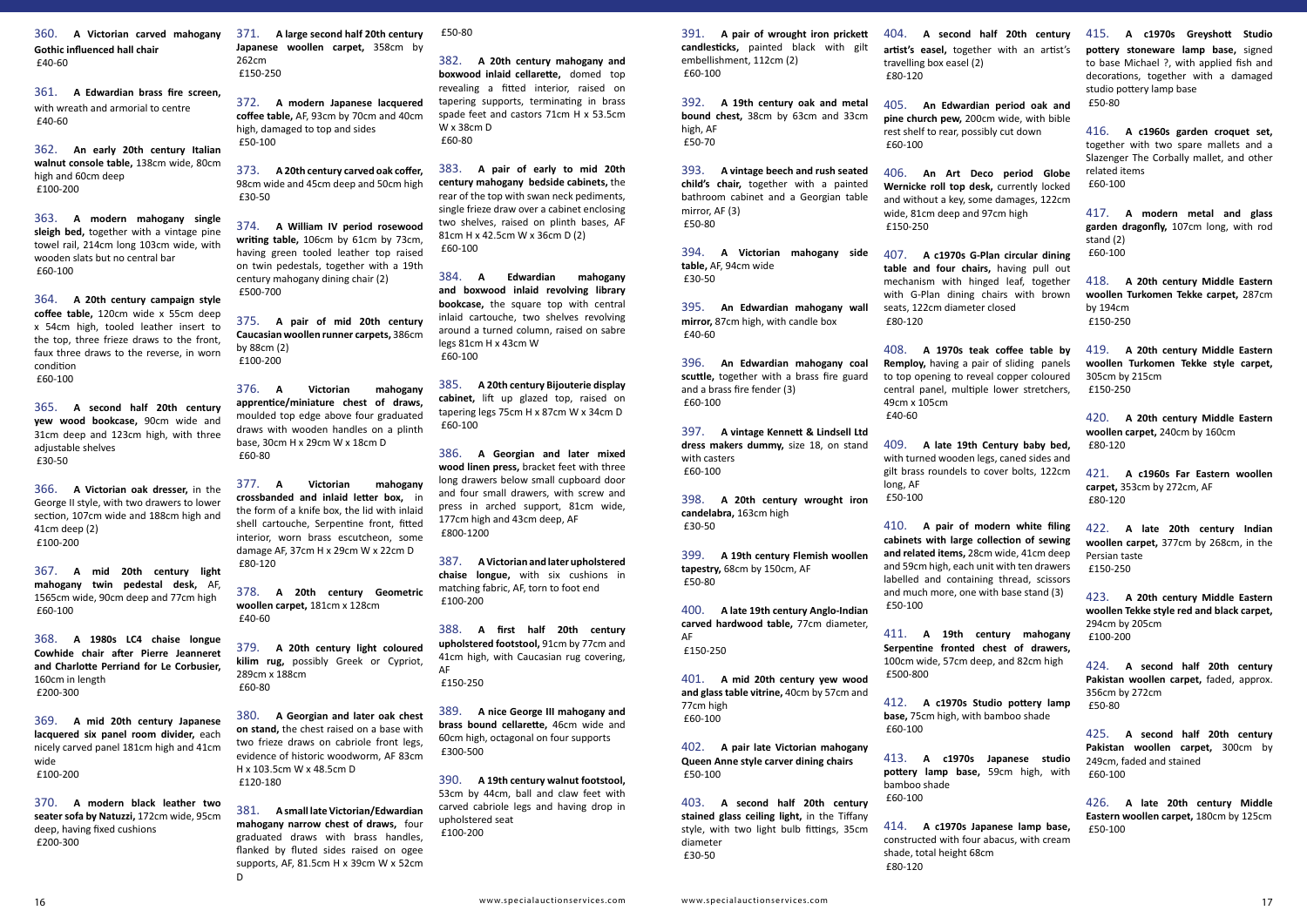360. **A Victorian carved mahogany Gothic influenced hall chair**
£40-60

361. **A Edwardian brass fire screen,** with wreath and armorial to centre
£40-60

362. **An early 20th century Italian walnut console table,** 138cm wide, 80cm high and 60cm deep
£100-200

363. **A modern mahogany single sleigh bed,** together with a vintage pine towel rail, 214cm long 103cm wide, with wooden slats but no central bar
£60-100

364. **A 20th century campaign style coffee table,** 120cm wide x 55cm deep x 54cm high, tooled leather insert to the top, three frieze draws to the front, faux three draws to the reverse, in worn condition
£60-100

365. **A second half 20th century yew wood bookcase,** 90cm wide and 31cm deep and 123cm high, with three adjustable shelves
£30-50

366. **A Victorian oak dresser,** in the George II style, with two drawers to lower section, 107cm wide and 188cm high and 41cm deep (2)
£100-200

367. **A mid 20th century light mahogany twin pedestal desk,** AF, 1565cm wide, 90cm deep and 77cm high
£60-100

368. **A 1980s LC4 chaise longue Cowhide chair after Pierre Jeanneret and Charlotte Perriand for Le Corbusier,** 160cm in length
£200-300

369. **A mid 20th century Japanese lacquered six panel room divider,** each nicely carved panel 181cm high and 41cm wide
£100-200

370. **A modern black leather two seater sofa by Natuzzi,** 172cm wide, 95cm deep, having fixed cushions
£200-300

371. **A large second half 20th century Japanese woollen carpet,** 358cm by 262cm
£150-250

372. **A modern Japanese lacquered coffee table,** AF, 93cm by 70cm and 40cm high, damaged to top and sides
£50-100

373. **A 20th century carved oak coffer,** 98cm wide and 45cm deep and 50cm high
£30-50

374. **A William IV period rosewood writing table,** 106cm by 61cm by 73cm, having green tooled leather top raised on twin pedestals, together with a 19th century mahogany dining chair (2)
£500-700

375. **A pair of mid 20th century Caucasian woollen runner carpets,** 386cm by 88cm (2)
£100-200

376. **A Victorian mahogany apprentice/miniature chest of draws,** moulded top edge above four graduated draws with wooden handles on a plinth base, 30cm H x 29cm W x 18cm D
£60-80

377. **A Victorian mahogany crossbanded and inlaid letter box,** in the form of a knife box, the lid with inlaid shell cartouche, Serpentine front, fitted interior, worn brass escutcheon, some damage AF, 37cm H x 29cm W x 22cm D
£80-120

378. **A 20th century Geometric woollen carpet,** 181cm x 128cm
£40-60

379. **A 20th century light coloured kilim rug,** possibly Greek or Cypriot, 289cm x 188cm
£60-80

380. **A Georgian and later oak chest on stand,** the chest raised on a base with two frieze draws on cabriole front legs, evidence of historic woodworm, AF 83cm H x 103.5cm W x 48.5cm D
£120-180

381. **A small late Victorian/Edwardian mahogany narrow chest of draws,** four graduated draws with brass handles, flanked by fluted sides raised on ogee supports, AF, 81.5cm H x 39cm W x 52cm D
£50-80

382. **A 20th century mahogany and boxwood inlaid cellarette,** domed top revealing a fitted interior, raised on tapering supports, terminating in brass spade feet and castors 71cm H x 53.5cm W x 38cm D
£60-80

383. **A pair of early to mid 20th century mahogany bedside cabinets,** the rear of the top with swan neck pediments, single frieze draw over a cabinet enclosing two shelves, raised on plinth bases, AF 81cm H x 42.5cm W x 36cm D (2)
£60-100

384. **A Edwardian mahogany and boxwood inlaid revolving library bookcase,** the square top with central inlaid cartouche, two shelves revolving around a turned column, raised on sabre legs 81cm H x 43cm W
£60-100

385. **A 20th century Bijouterie display cabinet,** lift up glazed top, raised on tapering legs 75cm H x 87cm W x 34cm D
£60-100

386. **A Georgian and later mixed wood linen press,** bracket feet with three long drawers below small cupboard door and four small drawers, with screw and press in arched support, 81cm wide, 177cm high and 43cm deep, AF
£800-1200

387. **A Victorian and later upholstered chaise longue,** with six cushions in matching fabric, AF, torn to foot end
£100-200

388. **A first half 20th century upholstered footstool,** 91cm by 77cm and 41cm high, with Caucasian rug covering, AF
£150-250

389. **A nice George III mahogany and brass bound cellarette,** 46cm wide and 60cm high, octagonal on four supports
£300-500

390. **A 19th century walnut footstool,** 53cm by 44cm, ball and claw feet with carved cabriole legs and having drop in upholstered seat
£100-200

391. **A pair of wrought iron prickett candlesticks,** painted black with gilt embellishment, 112cm (2)
£60-100

392. **A 19th century oak and metal bound chest,** 38cm by 63cm and 33cm high, AF
£50-70

393. **A vintage beech and rush seated child's chair,** together with a painted bathroom cabinet and a Georgian table mirror, AF (3)
£50-80

394. **A Victorian mahogany side table,** AF, 94cm wide
£30-50

395. **An Edwardian mahogany wall mirror,** 87cm high, with candle box
£40-60

396. **An Edwardian mahogany coal scuttle,** together with a brass fire guard and a brass fire fender (3)
£60-100

397. **A vintage Kennett & Lindsell Ltd dress makers dummy,** size 18, on stand with casters
£60-100

398. **A 20th century wrought iron candelabra,** 163cm high
£30-50

399. **A 19th century Flemish woollen tapestry,** 68cm by 150cm, AF
£50-80

400. **A late 19th century Anglo-Indian carved hardwood table,** 77cm diameter, AF
£150-250

401. **A mid 20th century yew wood and glass table vitrine,** 40cm by 57cm and 77cm high
£60-100

402. **A pair late Victorian mahogany Queen Anne style carver dining chairs**
£50-100

403. **A second half 20th century stained glass ceiling light,** in the Tiffany style, with two light bulb fittings, 35cm diameter
£30-50

404. **A second half 20th century artist's easel,** together with an artist's travelling box easel (2)
£80-120

405. **An Edwardian period oak and pine church pew,** 200cm wide, with bible rest shelf to rear, possibly cut down
£60-100

406. **An Art Deco period Globe Wernicke roll top desk,** currently locked and without a key, some damages, 122cm wide, 81cm deep and 97cm high
£150-250

407. **A c1970s G-Plan circular dining table and four chairs,** having pull out mechanism with hinged leaf, together with G-Plan dining chairs with brown seats, 122cm diameter closed
£80-120

408. **A 1970s teak coffee table by Remploy,** having a pair of sliding panels to top opening to reveal copper coloured central panel, multiple lower stretchers, 49cm x 105cm
£40-60

409. **A late 19th Century baby bed,** with turned wooden legs, caned sides and gilt brass roundels to cover bolts, 122cm long, AF
£50-100

410. **A pair of modern white filing cabinets with large collection of sewing and related items,** 28cm wide, 41cm deep and 59cm high, each unit with ten drawers labelled and containing thread, scissors and much more, one with base stand (3)
£50-100

411. **A 19th century mahogany Serpentine fronted chest of drawers,** 100cm wide, 57cm deep, and 82cm high
£500-800

412. **A c1970s Studio pottery lamp base,** 75cm high, with bamboo shade
£60-100

413. **A c1970s Japanese studio pottery lamp base,** 59cm high, with bamboo shade
£60-100

414. **A c1970s Japanese lamp base,** constructed with four abacus, with cream shade, total height 68cm
£80-120

415. **A c1970s Greyshott Studio pottery stoneware lamp base,** signed to base Michael ?, with applied fish and decorations, together with a damaged studio pottery lamp base
£50-80

416. **A c1960s garden croquet set,** together with two spare mallets and a Slazenger The Corbally mallet, and other related items
£60-100

417. **A modern metal and glass garden dragonfly,** 107cm long, with rod stand (2)
£60-100

418. **A 20th century Middle Eastern woollen Turkomen Tekke carpet,** 287cm by 194cm
£150-250

419. **A 20th century Middle Eastern woollen Turkomen Tekke style carpet,** 305cm by 215cm
£150-250

420. **A 20th century Middle Eastern woollen carpet,** 240cm by 160cm
£80-120

421. **A c1960s Far Eastern woollen carpet,** 353cm by 272cm, AF
£80-120

422. **A late 20th century Indian woollen carpet,** 377cm by 268cm, in the Persian taste
£150-250

423. **A 20th century Middle Eastern woollen Tekke style red and black carpet,** 294cm by 205cm
£100-200

424. **A second half 20th century Pakistan woollen carpet,** faded, approx. 356cm by 272cm
£50-80

425. **A second half 20th century Pakistan woollen carpet,** 300cm by 249cm, faded and stained
£60-100

426. **A late 20th century Middle Eastern woollen carpet,** 180cm by 125cm
£50-100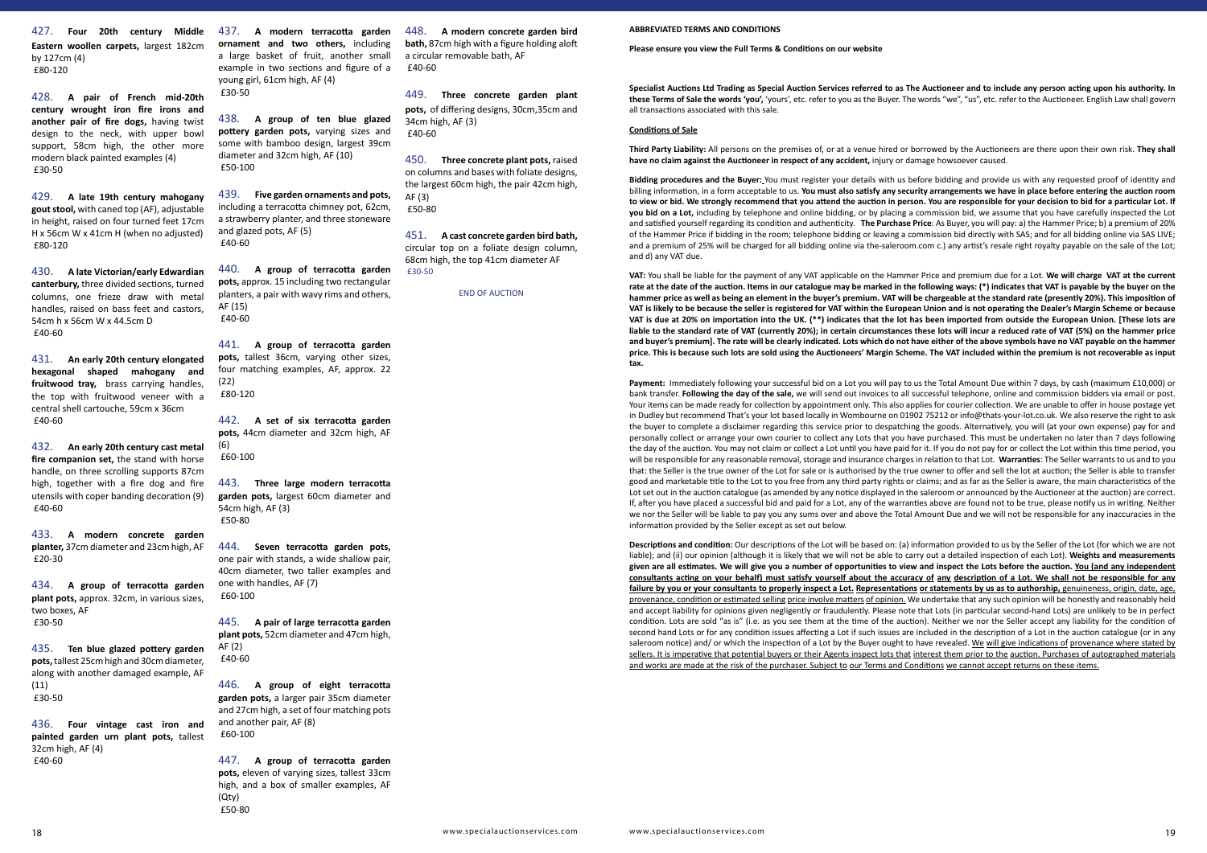427. **Four 20th century Middle Eastern woollen carpets,** largest 182cm by 127cm (4)
£80-120

428. **A pair of French mid-20th century wrought iron fire irons and another pair of fire dogs,** having twist design to the neck, with upper bowl support, 58cm high, the other more modern black painted examples (4)
£30-50

429. **A late 19th century mahogany gout stool,** with caned top (AF), adjustable in height, raised on four turned feet 17cm H x 56cm W x 41cm H (when no adjusted)
£80-120

430. **A late Victorian/early Edwardian canterbury,** three divided sections, turned columns, one frieze draw with metal handles, raised on bass feet and castors, 54cm h x 56cm W x 44.5cm D
£40-60

431. **An early 20th century elongated hexagonal shaped mahogany and fruitwood tray,** brass carrying handles, the top with fruitwood veneer with a central shell cartouche, 59cm x 36cm
£40-60

432. **An early 20th century cast metal fire companion set,** the stand with horse handle, on three scrolling supports 87cm high, together with a fire dog and fire utensils with coper banding decoration (9)
£40-60

433. **A modern concrete garden planter,** 37cm diameter and 23cm high, AF
£20-30

434. **A group of terracotta garden plant pots,** approx. 32cm, in various sizes, two boxes, AF
£30-50

435. **Ten blue glazed pottery garden pots,** tallest 25cm high and 30cm diameter, along with another damaged example, AF (11)
£30-50

436. **Four vintage cast iron and painted garden urn plant pots,** tallest 32cm high, AF (4)
£40-60

437. **A modern terracotta garden ornament and two others,** including a large basket of fruit, another small example in two sections and figure of a young girl, 61cm high, AF (4)
£30-50

438. **A group of ten blue glazed pottery garden pots,** varying sizes and some with bamboo design, largest 39cm diameter and 32cm high, AF (10)
£50-100

439. **Five garden ornaments and pots,** including a terracotta chimney pot, 62cm, a strawberry planter, and three stoneware and glazed pots, AF (5)
£40-60

440. **A group of terracotta garden pots,** approx. 15 including two rectangular planters, a pair with wavy rims and others, AF (15)
£40-60

441. **A group of terracotta garden pots,** tallest 36cm, varying other sizes, four matching examples, AF, approx. 22 (22)
£80-120

442. **A set of six terracotta garden pots,** 44cm diameter and 32cm high, AF (6)
£60-100

443. **Three large modern terracotta garden pots,** largest 60cm diameter and 54cm high, AF (3)
£50-80

444. **Seven terracotta garden pots,** one pair with stands, a wide shallow pair, 40cm diameter, two taller examples and one with handles, AF (7)
£60-100

445. **A pair of large terracotta garden plant pots,** 52cm diameter and 47cm high, AF (2)
£40-60

446. **A group of eight terracotta garden pots,** a larger pair 35cm diameter and 27cm high, a set of four matching pots and another pair, AF (8)
£60-100

447. **A group of terracotta garden pots,** eleven of varying sizes, tallest 33cm high, and a box of smaller examples, AF (Qty)
£50-80

448. **A modern concrete garden bird bath,** 87cm high with a figure holding aloft a circular removable bath, AF
£40-60

449. **Three concrete garden plant pots,** of differing designs, 30cm,35cm and 34cm high, AF (3)
£40-60

450. **Three concrete plant pots,** raised on columns and bases with foliate designs, the largest 60cm high, the pair 42cm high, AF (3)
£50-80

451. **A cast concrete garden bird bath,** circular top on a foliate design column, 68cm high, the top 41cm diameter AF
£30-50

END OF AUCTION

**ABBREVIATED TERMS AND CONDITIONS**

**Please ensure you view the Full Terms & Conditions on our website**

**Specialist Auctions Ltd Trading as Special Auction Services referred to as The Auctioneer and to include any person acting upon his authority. In these Terms of Sale the words 'you',** 'yours', etc. refer to you as the Buyer. The words "we", "us", etc. refer to the Auctioneer. English Law shall govern all transactions associated with this sale.

**Conditions of Sale**

**Third Party Liability:** All persons on the premises of, or at a venue hired or borrowed by the Auctioneers are there upon their own risk. **They shall have no claim against the Auctioneer in respect of any accident,** injury or damage howsoever caused.

**Bidding procedures and the Buyer:** You must register your details with us before bidding and provide us with any requested proof of identity and billing information, in a form acceptable to us. **You must also satisfy any security arrangements we have in place before entering the auction room to view or bid. We strongly recommend that you attend the auction in person. You are responsible for your decision to bid for a particular Lot. If you bid on a Lot,** including by telephone and online bidding, or by placing a commission bid, we assume that you have carefully inspected the Lot and satisfied yourself regarding its condition and authenticity. **The Purchase Price**: As Buyer, you will pay: a) the Hammer Price; b) a premium of 20% of the Hammer Price if bidding in the room; telephone bidding or leaving a commission bid directly with SAS; and for all bidding online via SAS LIVE; and a premium of 25% will be charged for all bidding online via the-saleroom.com c.) any artist's resale right royalty payable on the sale of the Lot; and d) any VAT due.

**VAT:** You shall be liable for the payment of any VAT applicable on the Hammer Price and premium due for a Lot. **We will charge VAT at the current rate at the date of the auction. Items in our catalogue may be marked in the following ways: (*) indicates that VAT is payable by the buyer on the hammer price as well as being an element in the buyer's premium. VAT will be chargeable at the standard rate (presently 20%). This imposition of VAT is likely to be because the seller is registered for VAT within the European Union and is not operating the Dealer's Margin Scheme or because VAT is due at 20% on importation into the UK. (**) indicates that the lot has been imported from outside the European Union. [These lots are liable to the standard rate of VAT (currently 20%); in certain circumstances these lots will incur a reduced rate of VAT (5%) on the hammer price and buyer's premium]. The rate will be clearly indicated. Lots which do not have either of the above symbols have no VAT payable on the hammer price. This is because such lots are sold using the Auctioneers' Margin Scheme. The VAT included within the premium is not recoverable as input tax.**

**Payment:** Immediately following your successful bid on a Lot you will pay to us the Total Amount Due within 7 days, by cash (maximum £10,000) or bank transfer. **Following the day of the sale,** we will send out invoices to all successful telephone, online and commission bidders via email or post. Your items can be made ready for collection by appointment only. This also applies for courier collection. We are unable to offer in house postage yet in Dudley but recommend That's your lot based locally in Wombourne on 01902 75212 or info@thats-your-lot.co.uk. We also reserve the right to ask the buyer to complete a disclaimer regarding this service prior to despatching the goods. Alternatively, you will (at your own expense) pay for and personally collect or arrange your own courier to collect any Lots that you have purchased. This must be undertaken no later than 7 days following the day of the auction. You may not claim or collect a Lot until you have paid for it. If you do not pay for or collect the Lot within this time period, you will be responsible for any reasonable removal, storage and insurance charges in relation to that Lot. **Warranties**: The Seller warrants to us and to you that: the Seller is the true owner of the Lot for sale or is authorised by the true owner to offer and sell the lot at auction; the Seller is able to transfer good and marketable title to the Lot to you free from any third party rights or claims; and as far as the Seller is aware, the main characteristics of the Lot set out in the auction catalogue (as amended by any notice displayed in the saleroom or announced by the Auctioneer at the auction) are correct. If, after you have placed a successful bid and paid for a Lot, any of the warranties above are found not to be true, please notify us in writing. Neither we nor the Seller will be liable to pay you any sums over and above the Total Amount Due and we will not be responsible for any inaccuracies in the information provided by the Seller except as set out below.

**Descriptions and condition:** Our descriptions of the Lot will be based on: (a) information provided to us by the Seller of the Lot (for which we are not liable); and (ii) our opinion (although it is likely that we will not be able to carry out a detailed inspection of each Lot). **Weights and measurements given are all estimates. We will give you a number of opportunities to view and inspect the Lots before the auction. You (and any independent consultants acting on your behalf) must satisfy yourself about the accuracy of any description of a Lot. We shall not be responsible for any failure by you or your consultants to properly inspect a Lot. Representations or statements by us as to authorship,** genuineness, origin, date, age, provenance, condition or estimated selling price involve matters of opinion. We undertake that any such opinion will be honestly and reasonably held and accept liability for opinions given negligently or fraudulently. Please note that Lots (in particular second-hand Lots) are unlikely to be in perfect condition. Lots are sold "as is" (i.e. as you see them at the time of the auction). Neither we nor the Seller accept any liability for the condition of second hand Lots or for any condition issues affecting a Lot if such issues are included in the description of a Lot in the auction catalogue (or in any saleroom notice) and/ or which the inspection of a Lot by the Buyer ought to have revealed. We will give indications of provenance where stated by sellers. It is imperative that potential buyers or their Agents inspect lots that interest them prior to the auction. Purchases of autographed materials and works are made at the risk of the purchaser. Subject to our Terms and Conditions we cannot accept returns on these items.